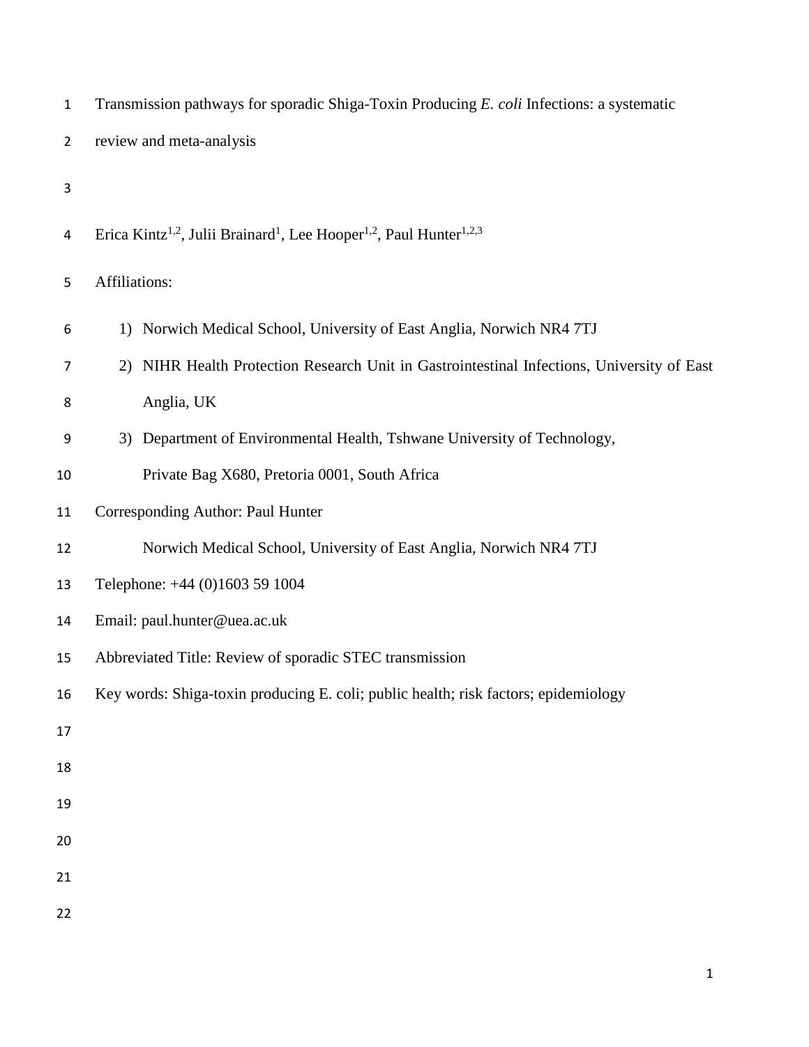# Transmission pathways for sporadic Shiga-Toxin Producing *E. coli* Infections: a systematic review and meta-analysis

Erica Kintz[1,2], Julii Brainard[1], Lee Hooper[1,2], Paul Hunter[1,2,3]

Affiliations:

1) Norwich Medical School, University of East Anglia, Norwich NR4 7TJ
2) NIHR Health Protection Research Unit in Gastrointestinal Infections, University of East Anglia, UK
3) Department of Environmental Health, Tshwane University of Technology, Private Bag X680, Pretoria 0001, South Africa

Corresponding Author: Paul Hunter

Norwich Medical School, University of East Anglia, Norwich NR4 7TJ

Telephone: +44 (0)1603 59 1004

Email: paul.hunter@uea.ac.uk

Abbreviated Title: Review of sporadic STEC transmission

Key words: Shiga-toxin producing E. coli; public health; risk factors; epidemiology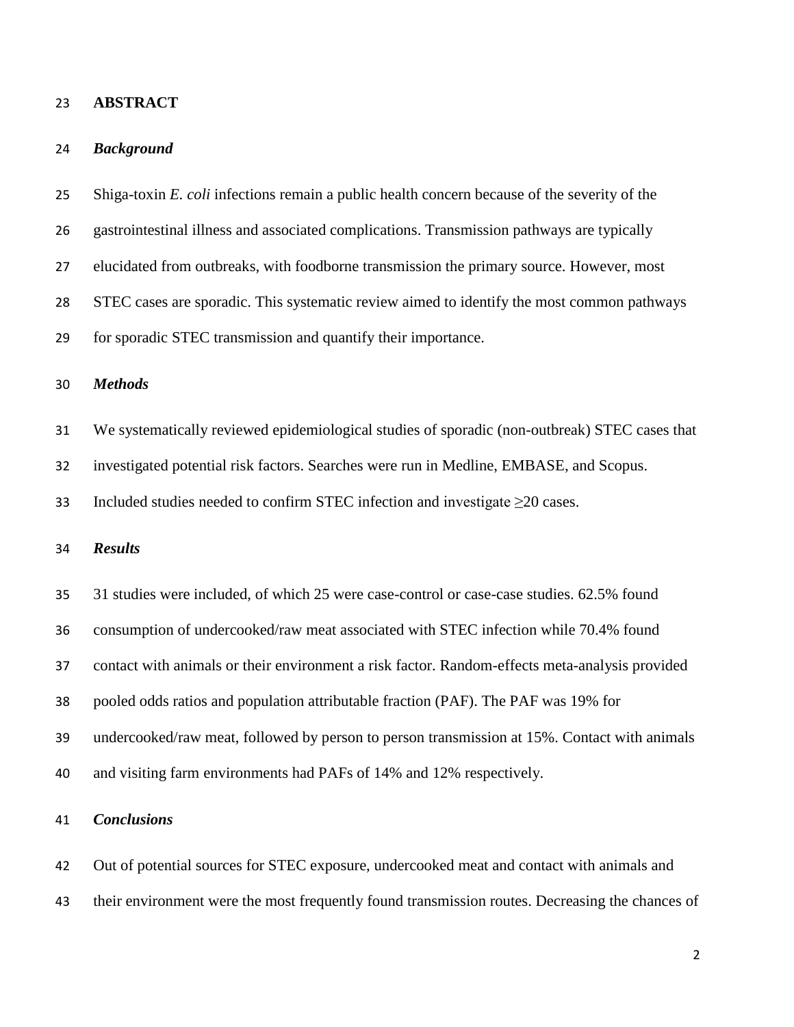## ABSTRACT

### *Background*

Shiga-toxin *E. coli* infections remain a public health concern because of the severity of the gastrointestinal illness and associated complications. Transmission pathways are typically elucidated from outbreaks, with foodborne transmission the primary source. However, most STEC cases are sporadic. This systematic review aimed to identify the most common pathways for sporadic STEC transmission and quantify their importance.

### *Methods*

We systematically reviewed epidemiological studies of sporadic (non-outbreak) STEC cases that investigated potential risk factors. Searches were run in Medline, EMBASE, and Scopus. Included studies needed to confirm STEC infection and investigate ≥20 cases.

### *Results*

31 studies were included, of which 25 were case-control or case-case studies. 62.5% found consumption of undercooked/raw meat associated with STEC infection while 70.4% found contact with animals or their environment a risk factor. Random-effects meta-analysis provided pooled odds ratios and population attributable fraction (PAF). The PAF was 19% for undercooked/raw meat, followed by person to person transmission at 15%. Contact with animals and visiting farm environments had PAFs of 14% and 12% respectively.

### *Conclusions*

Out of potential sources for STEC exposure, undercooked meat and contact with animals and their environment were the most frequently found transmission routes. Decreasing the chances of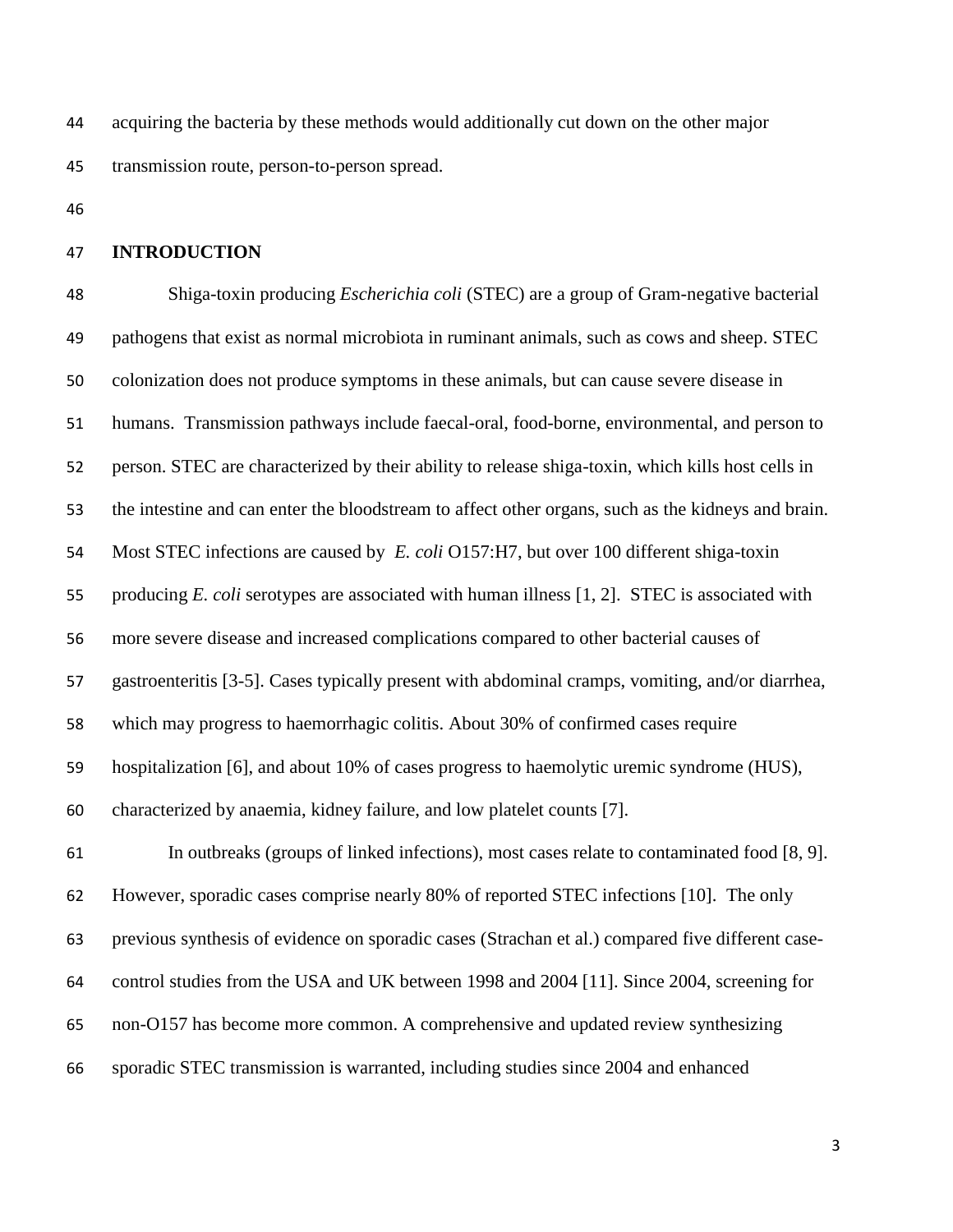acquiring the bacteria by these methods would additionally cut down on the other major transmission route, person-to-person spread.

## INTRODUCTION

Shiga-toxin producing *Escherichia coli* (STEC) are a group of Gram-negative bacterial pathogens that exist as normal microbiota in ruminant animals, such as cows and sheep. STEC colonization does not produce symptoms in these animals, but can cause severe disease in humans. Transmission pathways include faecal-oral, food-borne, environmental, and person to person. STEC are characterized by their ability to release shiga-toxin, which kills host cells in the intestine and can enter the bloodstream to affect other organs, such as the kidneys and brain. Most STEC infections are caused by *E. coli* O157:H7, but over 100 different shiga-toxin producing *E. coli* serotypes are associated with human illness [1, 2]. STEC is associated with more severe disease and increased complications compared to other bacterial causes of gastroenteritis [3-5]. Cases typically present with abdominal cramps, vomiting, and/or diarrhea, which may progress to haemorrhagic colitis. About 30% of confirmed cases require hospitalization [6], and about 10% of cases progress to haemolytic uremic syndrome (HUS), characterized by anaemia, kidney failure, and low platelet counts [7].

In outbreaks (groups of linked infections), most cases relate to contaminated food [8, 9]. However, sporadic cases comprise nearly 80% of reported STEC infections [10]. The only previous synthesis of evidence on sporadic cases (Strachan et al.) compared five different case-control studies from the USA and UK between 1998 and 2004 [11]. Since 2004, screening for non-O157 has become more common. A comprehensive and updated review synthesizing sporadic STEC transmission is warranted, including studies since 2004 and enhanced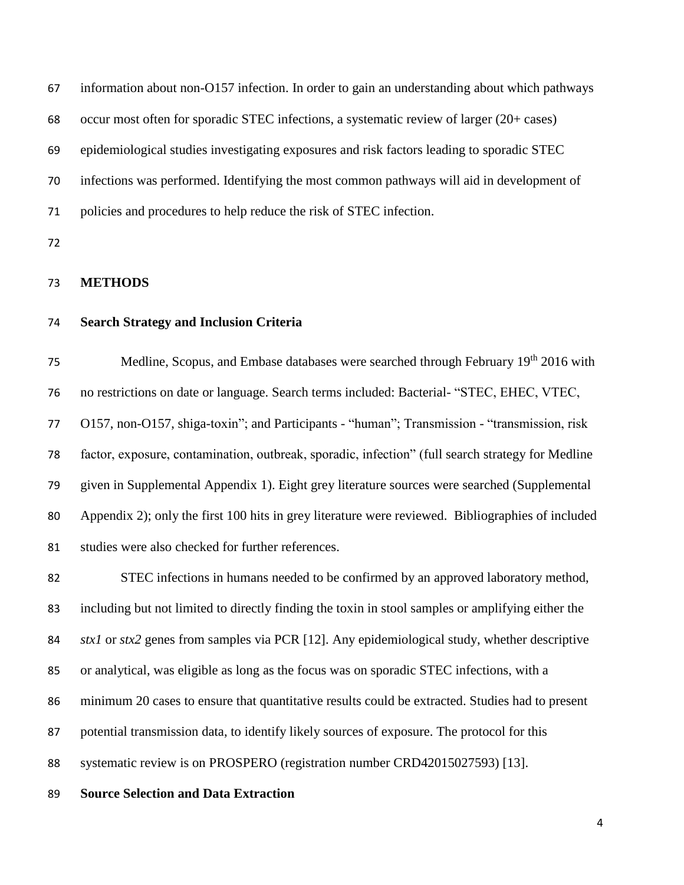information about non-O157 infection. In order to gain an understanding about which pathways occur most often for sporadic STEC infections, a systematic review of larger (20+ cases) epidemiological studies investigating exposures and risk factors leading to sporadic STEC infections was performed. Identifying the most common pathways will aid in development of policies and procedures to help reduce the risk of STEC infection.

## METHODS

### Search Strategy and Inclusion Criteria

Medline, Scopus, and Embase databases were searched through February 19th 2016 with no restrictions on date or language. Search terms included: Bacterial- "STEC, EHEC, VTEC, O157, non-O157, shiga-toxin"; and Participants - "human"; Transmission - "transmission, risk factor, exposure, contamination, outbreak, sporadic, infection" (full search strategy for Medline given in Supplemental Appendix 1). Eight grey literature sources were searched (Supplemental Appendix 2); only the first 100 hits in grey literature were reviewed. Bibliographies of included studies were also checked for further references.

STEC infections in humans needed to be confirmed by an approved laboratory method, including but not limited to directly finding the toxin in stool samples or amplifying either the *stx1* or *stx2* genes from samples via PCR [12]. Any epidemiological study, whether descriptive or analytical, was eligible as long as the focus was on sporadic STEC infections, with a minimum 20 cases to ensure that quantitative results could be extracted. Studies had to present potential transmission data, to identify likely sources of exposure. The protocol for this systematic review is on PROSPERO (registration number CRD42015027593) [13].

### Source Selection and Data Extraction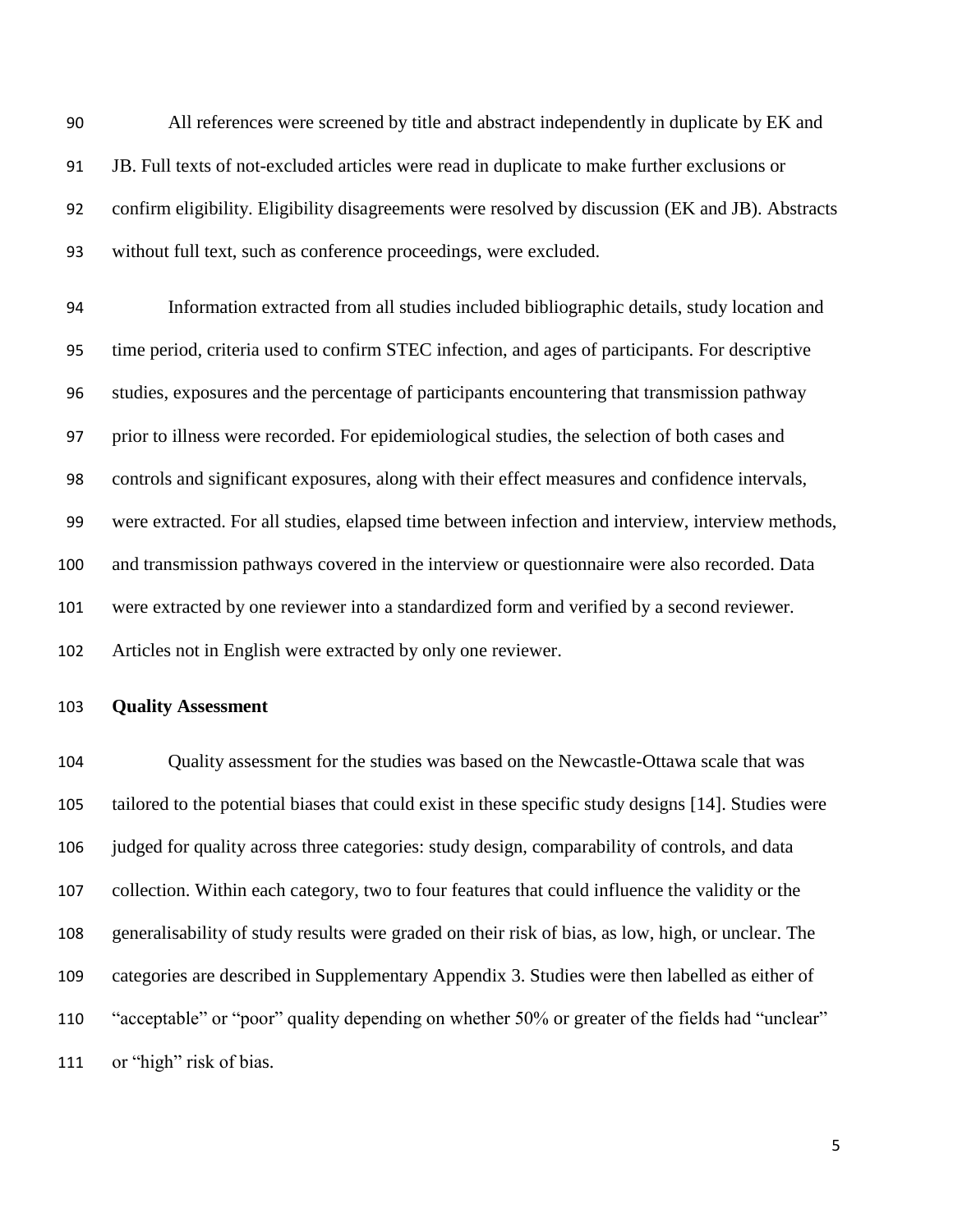All references were screened by title and abstract independently in duplicate by EK and JB. Full texts of not-excluded articles were read in duplicate to make further exclusions or confirm eligibility. Eligibility disagreements were resolved by discussion (EK and JB). Abstracts without full text, such as conference proceedings, were excluded.

Information extracted from all studies included bibliographic details, study location and time period, criteria used to confirm STEC infection, and ages of participants. For descriptive studies, exposures and the percentage of participants encountering that transmission pathway prior to illness were recorded. For epidemiological studies, the selection of both cases and controls and significant exposures, along with their effect measures and confidence intervals, were extracted. For all studies, elapsed time between infection and interview, interview methods, and transmission pathways covered in the interview or questionnaire were also recorded. Data were extracted by one reviewer into a standardized form and verified by a second reviewer. Articles not in English were extracted by only one reviewer.

**Quality Assessment**

Quality assessment for the studies was based on the Newcastle-Ottawa scale that was tailored to the potential biases that could exist in these specific study designs [14]. Studies were judged for quality across three categories: study design, comparability of controls, and data collection. Within each category, two to four features that could influence the validity or the generalisability of study results were graded on their risk of bias, as low, high, or unclear. The categories are described in Supplementary Appendix 3. Studies were then labelled as either of "acceptable" or "poor" quality depending on whether 50% or greater of the fields had "unclear" or "high" risk of bias.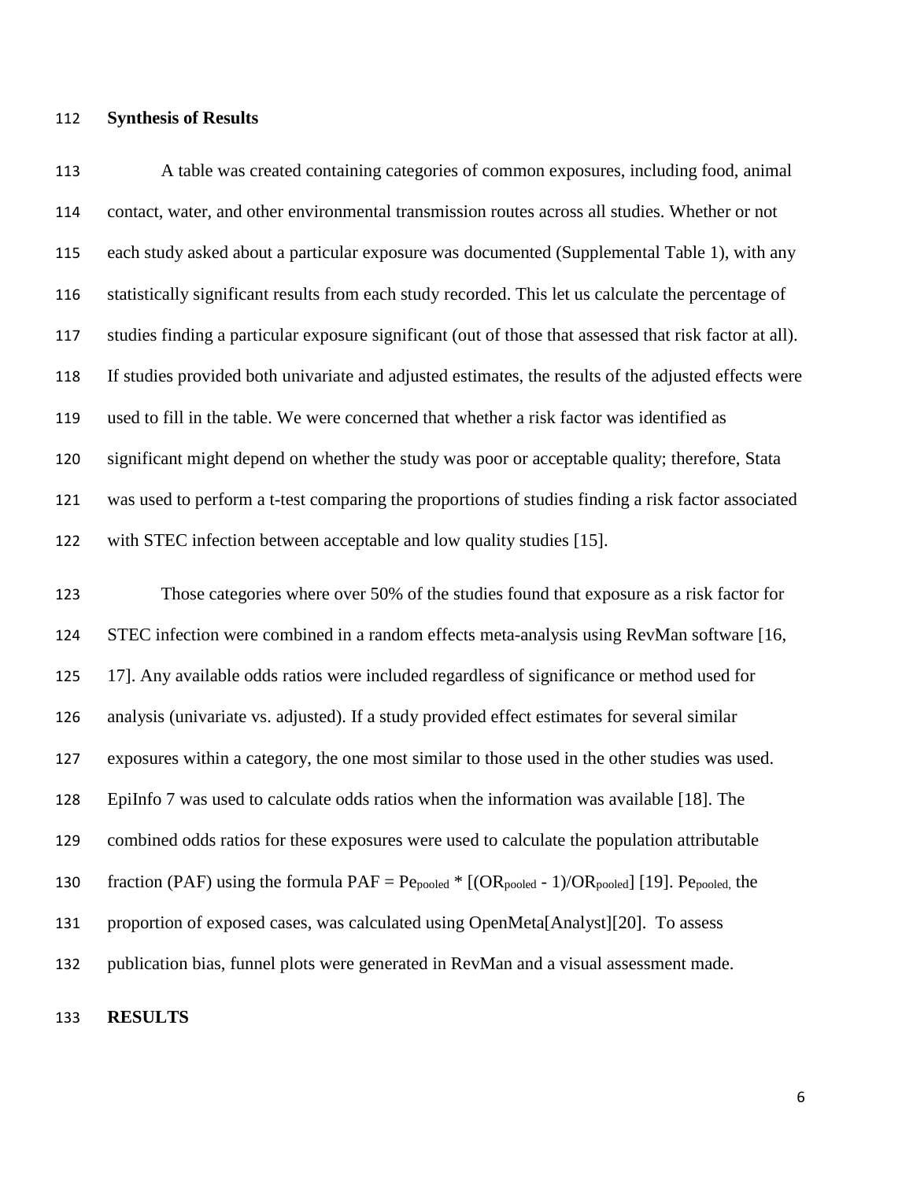**Synthesis of Results**

A table was created containing categories of common exposures, including food, animal contact, water, and other environmental transmission routes across all studies. Whether or not each study asked about a particular exposure was documented (Supplemental Table 1), with any statistically significant results from each study recorded. This let us calculate the percentage of studies finding a particular exposure significant (out of those that assessed that risk factor at all). If studies provided both univariate and adjusted estimates, the results of the adjusted effects were used to fill in the table. We were concerned that whether a risk factor was identified as significant might depend on whether the study was poor or acceptable quality; therefore, Stata was used to perform a t-test comparing the proportions of studies finding a risk factor associated with STEC infection between acceptable and low quality studies [15].

Those categories where over 50% of the studies found that exposure as a risk factor for STEC infection were combined in a random effects meta-analysis using RevMan software [16, 17]. Any available odds ratios were included regardless of significance or method used for analysis (univariate vs. adjusted). If a study provided effect estimates for several similar exposures within a category, the one most similar to those used in the other studies was used. EpiInfo 7 was used to calculate odds ratios when the information was available [18]. The combined odds ratios for these exposures were used to calculate the population attributable fraction (PAF) using the formula $PAF = Pe_{pooled} * [(OR_{pooled} - 1)/OR_{pooled}]$ [19]. $Pe_{pooled}$, the proportion of exposed cases, was calculated using OpenMeta[Analyst][20]. To assess publication bias, funnel plots were generated in RevMan and a visual assessment made.

**RESULTS**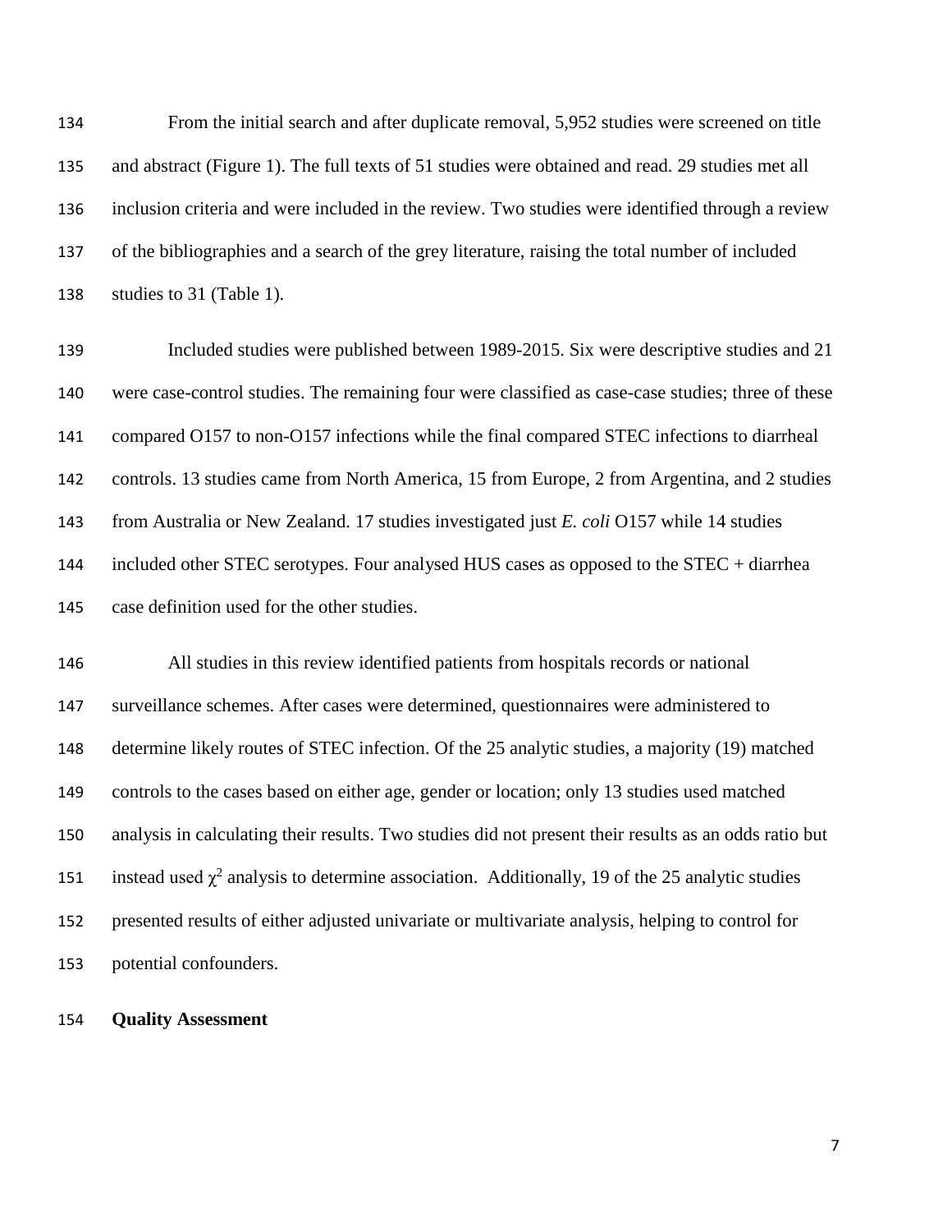From the initial search and after duplicate removal, 5,952 studies were screened on title and abstract (Figure 1). The full texts of 51 studies were obtained and read. 29 studies met all inclusion criteria and were included in the review. Two studies were identified through a review of the bibliographies and a search of the grey literature, raising the total number of included studies to 31 (Table 1).

Included studies were published between 1989-2015. Six were descriptive studies and 21 were case-control studies. The remaining four were classified as case-case studies; three of these compared O157 to non-O157 infections while the final compared STEC infections to diarrheal controls. 13 studies came from North America, 15 from Europe, 2 from Argentina, and 2 studies from Australia or New Zealand. 17 studies investigated just *E. coli* O157 while 14 studies included other STEC serotypes. Four analysed HUS cases as opposed to the STEC + diarrhea case definition used for the other studies.

All studies in this review identified patients from hospitals records or national surveillance schemes. After cases were determined, questionnaires were administered to determine likely routes of STEC infection. Of the 25 analytic studies, a majority (19) matched controls to the cases based on either age, gender or location; only 13 studies used matched analysis in calculating their results. Two studies did not present their results as an odds ratio but instead used $\chi^2$ analysis to determine association. Additionally, 19 of the 25 analytic studies presented results of either adjusted univariate or multivariate analysis, helping to control for potential confounders.

**Quality Assessment**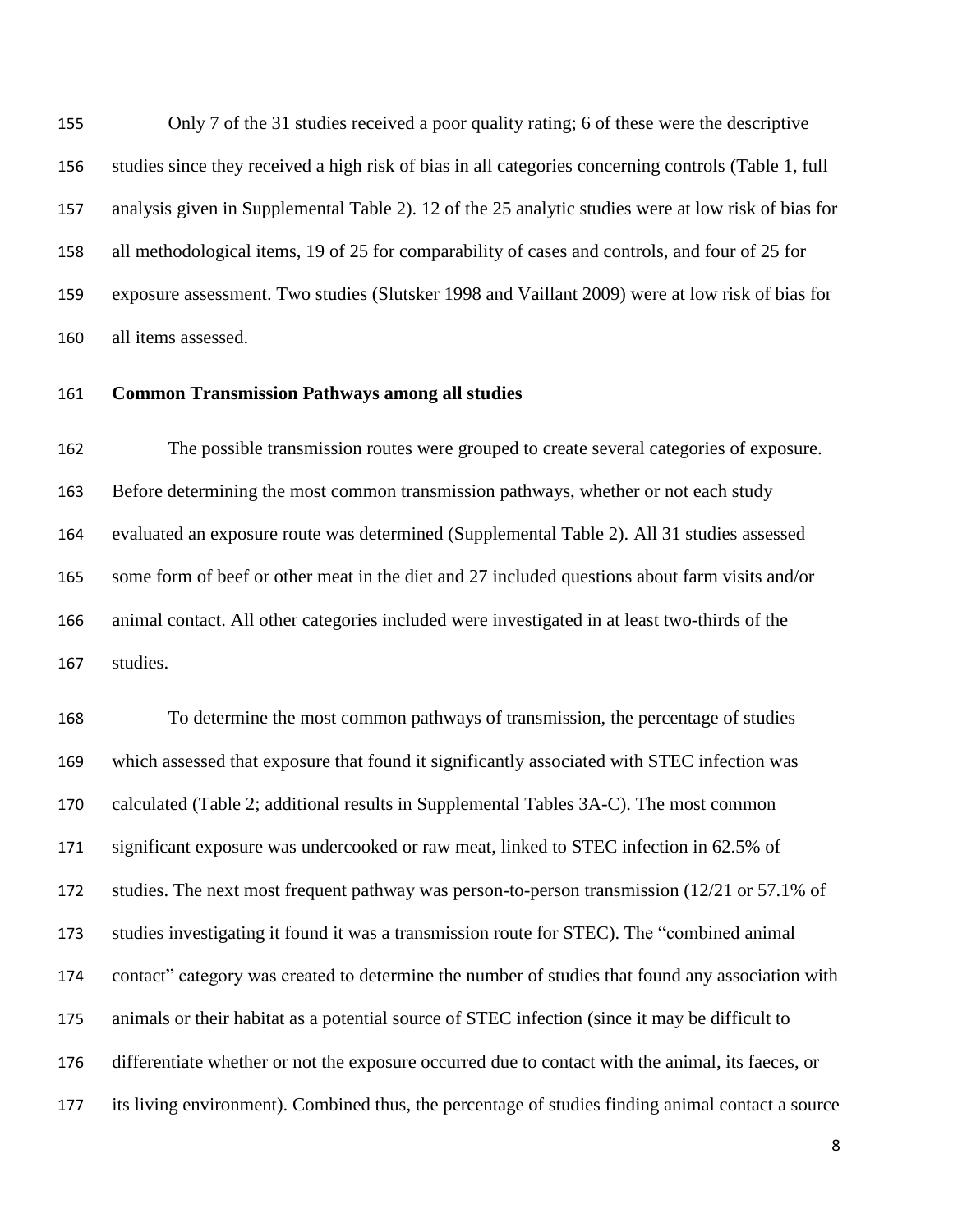Only 7 of the 31 studies received a poor quality rating; 6 of these were the descriptive studies since they received a high risk of bias in all categories concerning controls (Table 1, full analysis given in Supplemental Table 2). 12 of the 25 analytic studies were at low risk of bias for all methodological items, 19 of 25 for comparability of cases and controls, and four of 25 for exposure assessment. Two studies (Slutsker 1998 and Vaillant 2009) were at low risk of bias for all items assessed.

**Common Transmission Pathways among all studies**

The possible transmission routes were grouped to create several categories of exposure. Before determining the most common transmission pathways, whether or not each study evaluated an exposure route was determined (Supplemental Table 2). All 31 studies assessed some form of beef or other meat in the diet and 27 included questions about farm visits and/or animal contact. All other categories included were investigated in at least two-thirds of the studies.

To determine the most common pathways of transmission, the percentage of studies which assessed that exposure that found it significantly associated with STEC infection was calculated (Table 2; additional results in Supplemental Tables 3A-C). The most common significant exposure was undercooked or raw meat, linked to STEC infection in 62.5% of studies. The next most frequent pathway was person-to-person transmission (12/21 or 57.1% of studies investigating it found it was a transmission route for STEC). The "combined animal contact" category was created to determine the number of studies that found any association with animals or their habitat as a potential source of STEC infection (since it may be difficult to differentiate whether or not the exposure occurred due to contact with the animal, its faeces, or its living environment). Combined thus, the percentage of studies finding animal contact a source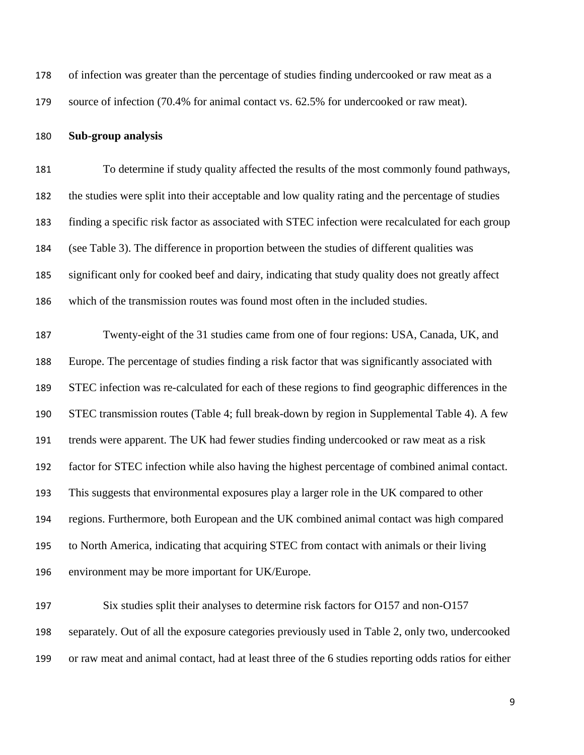of infection was greater than the percentage of studies finding undercooked or raw meat as a source of infection (70.4% for animal contact vs. 62.5% for undercooked or raw meat).

**Sub-group analysis**

To determine if study quality affected the results of the most commonly found pathways, the studies were split into their acceptable and low quality rating and the percentage of studies finding a specific risk factor as associated with STEC infection were recalculated for each group (see Table 3). The difference in proportion between the studies of different qualities was significant only for cooked beef and dairy, indicating that study quality does not greatly affect which of the transmission routes was found most often in the included studies.

Twenty-eight of the 31 studies came from one of four regions: USA, Canada, UK, and Europe. The percentage of studies finding a risk factor that was significantly associated with STEC infection was re-calculated for each of these regions to find geographic differences in the STEC transmission routes (Table 4; full break-down by region in Supplemental Table 4). A few trends were apparent. The UK had fewer studies finding undercooked or raw meat as a risk factor for STEC infection while also having the highest percentage of combined animal contact. This suggests that environmental exposures play a larger role in the UK compared to other regions. Furthermore, both European and the UK combined animal contact was high compared to North America, indicating that acquiring STEC from contact with animals or their living environment may be more important for UK/Europe.

Six studies split their analyses to determine risk factors for O157 and non-O157 separately. Out of all the exposure categories previously used in Table 2, only two, undercooked or raw meat and animal contact, had at least three of the 6 studies reporting odds ratios for either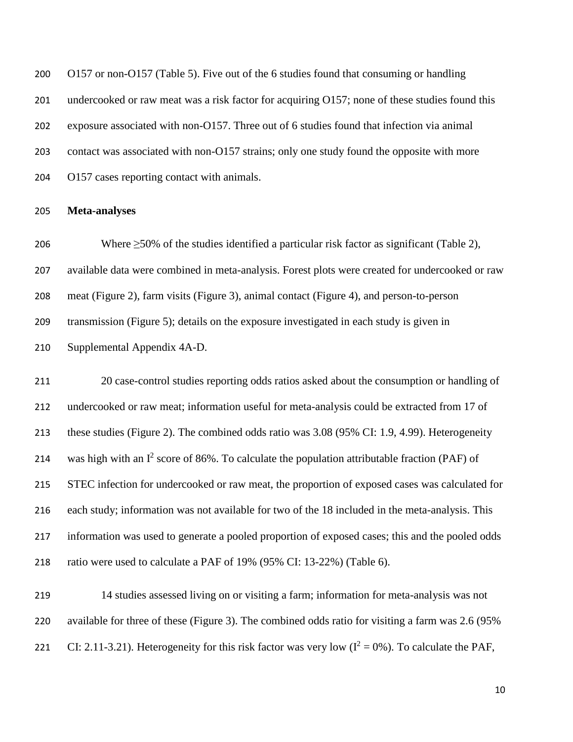O157 or non-O157 (Table 5). Five out of the 6 studies found that consuming or handling undercooked or raw meat was a risk factor for acquiring O157; none of these studies found this exposure associated with non-O157. Three out of 6 studies found that infection via animal contact was associated with non-O157 strains; only one study found the opposite with more O157 cases reporting contact with animals.

**Meta-analyses**

Where ≥50% of the studies identified a particular risk factor as significant (Table 2), available data were combined in meta-analysis. Forest plots were created for undercooked or raw meat (Figure 2), farm visits (Figure 3), animal contact (Figure 4), and person-to-person transmission (Figure 5); details on the exposure investigated in each study is given in Supplemental Appendix 4A-D.

20 case-control studies reporting odds ratios asked about the consumption or handling of undercooked or raw meat; information useful for meta-analysis could be extracted from 17 of these studies (Figure 2). The combined odds ratio was 3.08 (95% CI: 1.9, 4.99). Heterogeneity was high with an $I^2$ score of 86%. To calculate the population attributable fraction (PAF) of STEC infection for undercooked or raw meat, the proportion of exposed cases was calculated for each study; information was not available for two of the 18 included in the meta-analysis. This information was used to generate a pooled proportion of exposed cases; this and the pooled odds ratio were used to calculate a PAF of 19% (95% CI: 13-22%) (Table 6).

14 studies assessed living on or visiting a farm; information for meta-analysis was not available for three of these (Figure 3). The combined odds ratio for visiting a farm was 2.6 (95% CI: 2.11-3.21). Heterogeneity for this risk factor was very low ($I^2 = 0\%$). To calculate the PAF,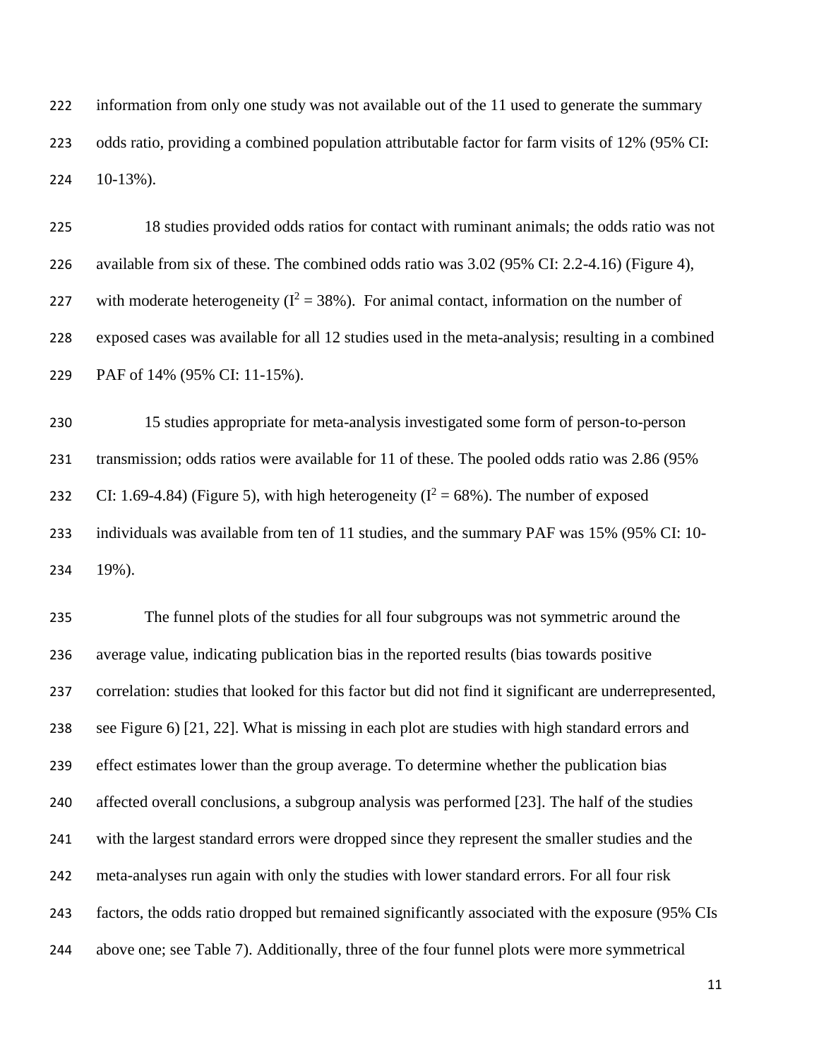information from only one study was not available out of the 11 used to generate the summary odds ratio, providing a combined population attributable factor for farm visits of 12% (95% CI: 10-13%).

18 studies provided odds ratios for contact with ruminant animals; the odds ratio was not available from six of these. The combined odds ratio was 3.02 (95% CI: 2.2-4.16) (Figure 4), with moderate heterogeneity ($I^2 = 38\%$). For animal contact, information on the number of exposed cases was available for all 12 studies used in the meta-analysis; resulting in a combined PAF of 14% (95% CI: 11-15%).

15 studies appropriate for meta-analysis investigated some form of person-to-person transmission; odds ratios were available for 11 of these. The pooled odds ratio was 2.86 (95% CI: 1.69-4.84) (Figure 5), with high heterogeneity ($I^2 = 68\%$). The number of exposed individuals was available from ten of 11 studies, and the summary PAF was 15% (95% CI: 10-19%).

The funnel plots of the studies for all four subgroups was not symmetric around the average value, indicating publication bias in the reported results (bias towards positive correlation: studies that looked for this factor but did not find it significant are underrepresented, see Figure 6) [21, 22]. What is missing in each plot are studies with high standard errors and effect estimates lower than the group average. To determine whether the publication bias affected overall conclusions, a subgroup analysis was performed [23]. The half of the studies with the largest standard errors were dropped since they represent the smaller studies and the meta-analyses run again with only the studies with lower standard errors. For all four risk factors, the odds ratio dropped but remained significantly associated with the exposure (95% CIs above one; see Table 7). Additionally, three of the four funnel plots were more symmetrical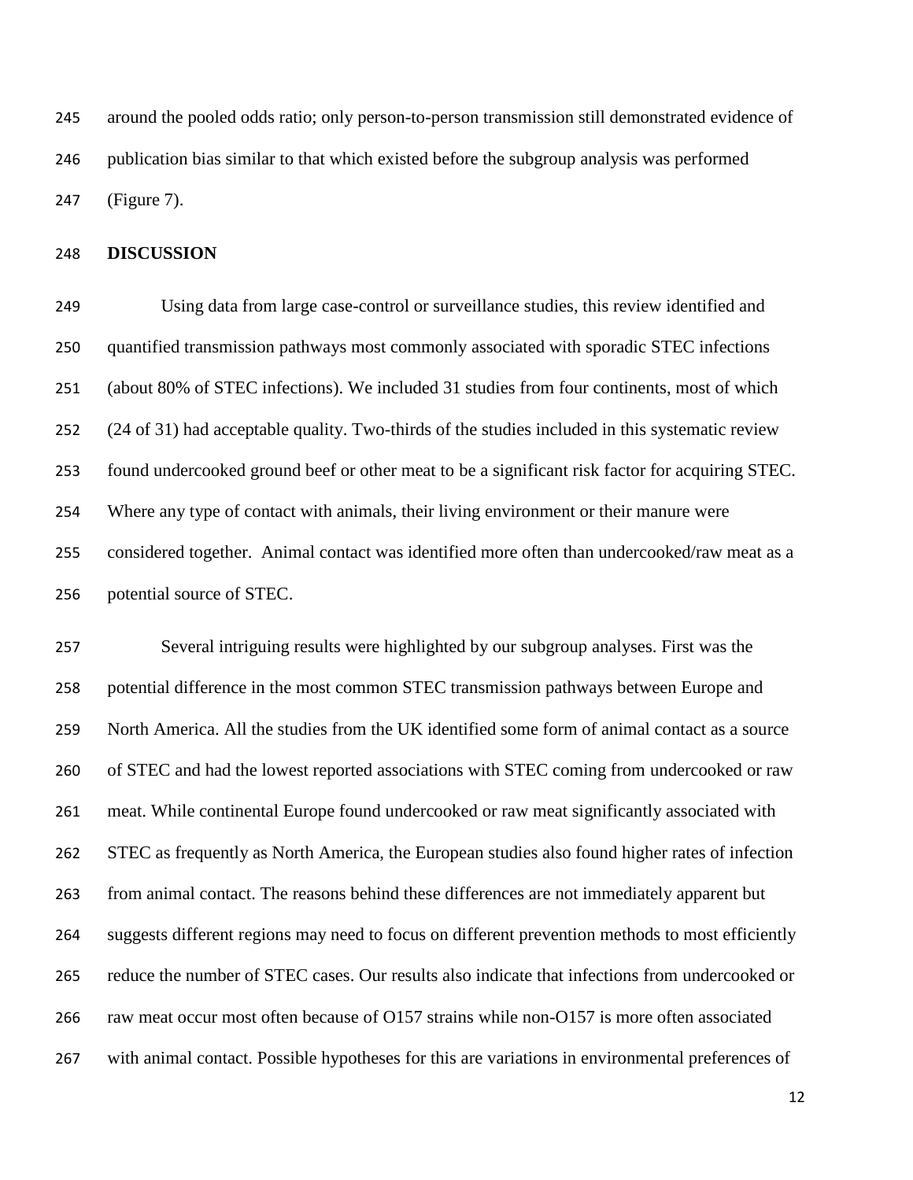around the pooled odds ratio; only person-to-person transmission still demonstrated evidence of publication bias similar to that which existed before the subgroup analysis was performed (Figure 7).

## DISCUSSION

Using data from large case-control or surveillance studies, this review identified and quantified transmission pathways most commonly associated with sporadic STEC infections (about 80% of STEC infections). We included 31 studies from four continents, most of which (24 of 31) had acceptable quality. Two-thirds of the studies included in this systematic review found undercooked ground beef or other meat to be a significant risk factor for acquiring STEC. Where any type of contact with animals, their living environment or their manure were considered together. Animal contact was identified more often than undercooked/raw meat as a potential source of STEC.

Several intriguing results were highlighted by our subgroup analyses. First was the potential difference in the most common STEC transmission pathways between Europe and North America. All the studies from the UK identified some form of animal contact as a source of STEC and had the lowest reported associations with STEC coming from undercooked or raw meat. While continental Europe found undercooked or raw meat significantly associated with STEC as frequently as North America, the European studies also found higher rates of infection from animal contact. The reasons behind these differences are not immediately apparent but suggests different regions may need to focus on different prevention methods to most efficiently reduce the number of STEC cases. Our results also indicate that infections from undercooked or raw meat occur most often because of O157 strains while non-O157 is more often associated with animal contact. Possible hypotheses for this are variations in environmental preferences of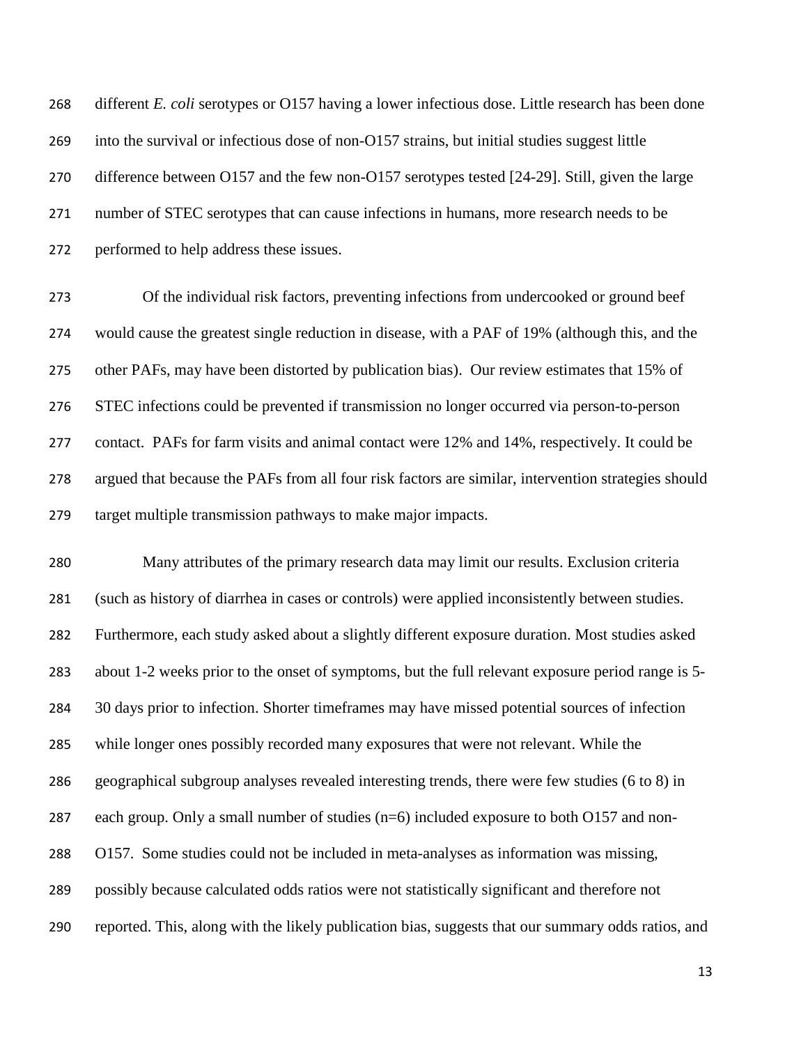different *E. coli* serotypes or O157 having a lower infectious dose. Little research has been done into the survival or infectious dose of non-O157 strains, but initial studies suggest little difference between O157 and the few non-O157 serotypes tested [24-29]. Still, given the large number of STEC serotypes that can cause infections in humans, more research needs to be performed to help address these issues.

Of the individual risk factors, preventing infections from undercooked or ground beef would cause the greatest single reduction in disease, with a PAF of 19% (although this, and the other PAFs, may have been distorted by publication bias). Our review estimates that 15% of STEC infections could be prevented if transmission no longer occurred via person-to-person contact. PAFs for farm visits and animal contact were 12% and 14%, respectively. It could be argued that because the PAFs from all four risk factors are similar, intervention strategies should target multiple transmission pathways to make major impacts.

Many attributes of the primary research data may limit our results. Exclusion criteria (such as history of diarrhea in cases or controls) were applied inconsistently between studies. Furthermore, each study asked about a slightly different exposure duration. Most studies asked about 1-2 weeks prior to the onset of symptoms, but the full relevant exposure period range is 5-30 days prior to infection. Shorter timeframes may have missed potential sources of infection while longer ones possibly recorded many exposures that were not relevant. While the geographical subgroup analyses revealed interesting trends, there were few studies (6 to 8) in each group. Only a small number of studies (n=6) included exposure to both O157 and non-O157. Some studies could not be included in meta-analyses as information was missing, possibly because calculated odds ratios were not statistically significant and therefore not reported. This, along with the likely publication bias, suggests that our summary odds ratios, and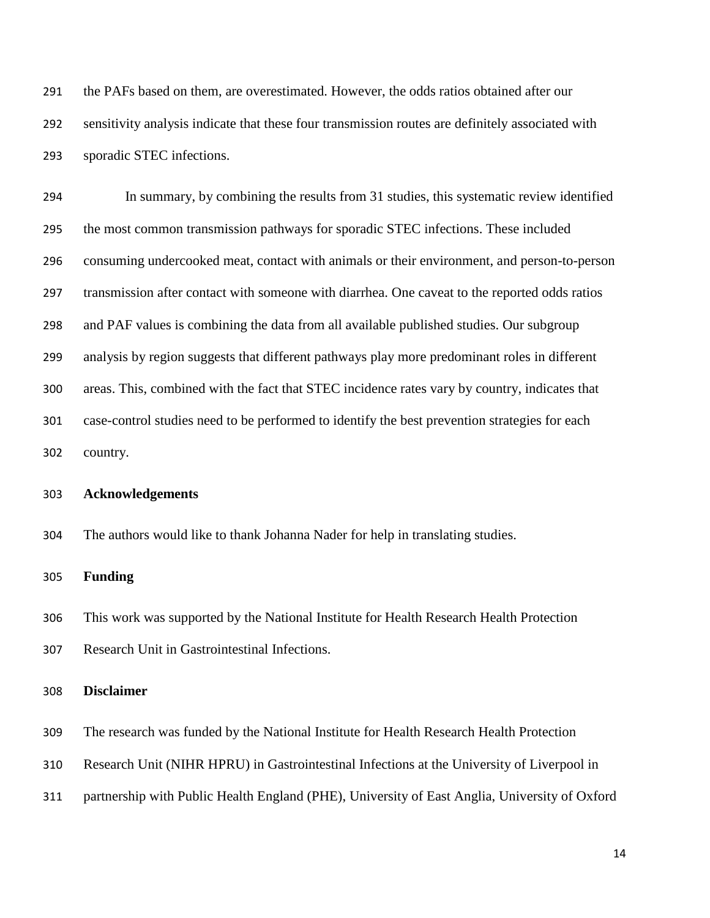the PAFs based on them, are overestimated. However, the odds ratios obtained after our sensitivity analysis indicate that these four transmission routes are definitely associated with sporadic STEC infections.

In summary, by combining the results from 31 studies, this systematic review identified the most common transmission pathways for sporadic STEC infections. These included consuming undercooked meat, contact with animals or their environment, and person-to-person transmission after contact with someone with diarrhea. One caveat to the reported odds ratios and PAF values is combining the data from all available published studies. Our subgroup analysis by region suggests that different pathways play more predominant roles in different areas. This, combined with the fact that STEC incidence rates vary by country, indicates that case-control studies need to be performed to identify the best prevention strategies for each country.

**Acknowledgements**

The authors would like to thank Johanna Nader for help in translating studies.

**Funding**

This work was supported by the National Institute for Health Research Health Protection Research Unit in Gastrointestinal Infections.

**Disclaimer**

The research was funded by the National Institute for Health Research Health Protection Research Unit (NIHR HPRU) in Gastrointestinal Infections at the University of Liverpool in partnership with Public Health England (PHE), University of East Anglia, University of Oxford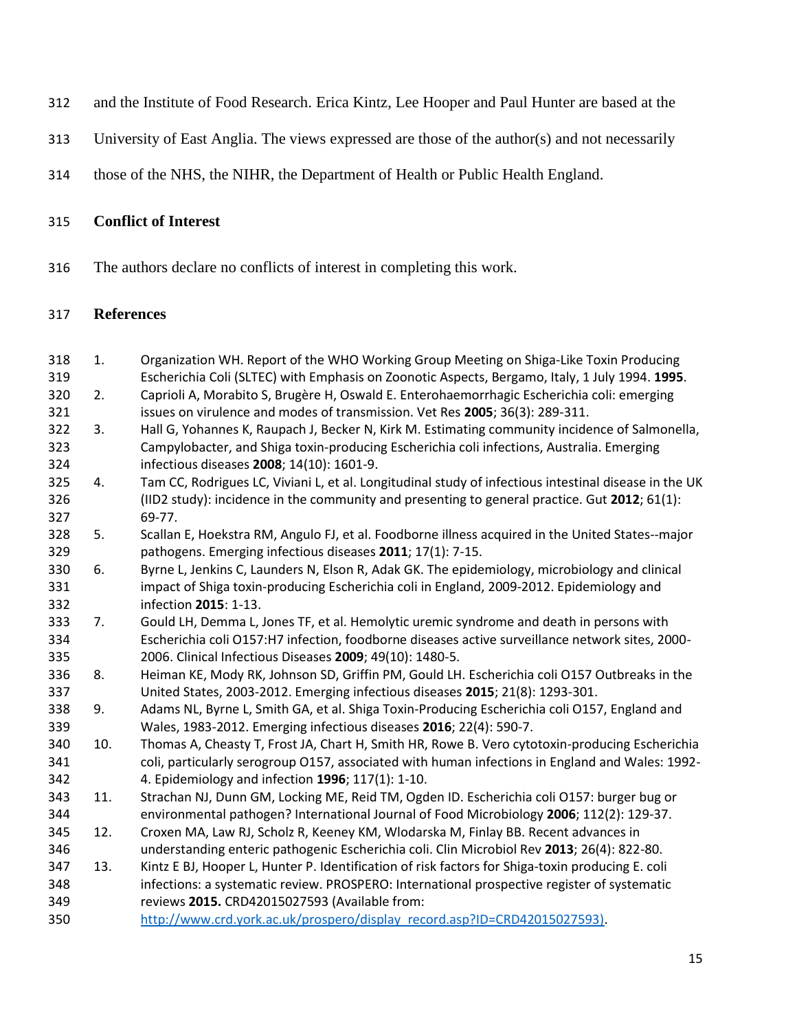and the Institute of Food Research. Erica Kintz, Lee Hooper and Paul Hunter are based at the University of East Anglia. The views expressed are those of the author(s) and not necessarily those of the NHS, the NIHR, the Department of Health or Public Health England.

## Conflict of Interest

The authors declare no conflicts of interest in completing this work.

## References

1. Organization WH. Report of the WHO Working Group Meeting on Shiga-Like Toxin Producing Escherichia Coli (SLTEC) with Emphasis on Zoonotic Aspects, Bergamo, Italy, 1 July 1994. **1995**.
2. Caprioli A, Morabito S, Brugère H, Oswald E. Enterohaemorrhagic Escherichia coli: emerging issues on virulence and modes of transmission. Vet Res **2005**; 36(3): 289-311.
3. Hall G, Yohannes K, Raupach J, Becker N, Kirk M. Estimating community incidence of Salmonella, Campylobacter, and Shiga toxin-producing Escherichia coli infections, Australia. Emerging infectious diseases **2008**; 14(10): 1601-9.
4. Tam CC, Rodrigues LC, Viviani L, et al. Longitudinal study of infectious intestinal disease in the UK (IID2 study): incidence in the community and presenting to general practice. Gut **2012**; 61(1): 69-77.
5. Scallan E, Hoekstra RM, Angulo FJ, et al. Foodborne illness acquired in the United States--major pathogens. Emerging infectious diseases **2011**; 17(1): 7-15.
6. Byrne L, Jenkins C, Launders N, Elson R, Adak GK. The epidemiology, microbiology and clinical impact of Shiga toxin-producing Escherichia coli in England, 2009-2012. Epidemiology and infection **2015**: 1-13.
7. Gould LH, Demma L, Jones TF, et al. Hemolytic uremic syndrome and death in persons with Escherichia coli O157:H7 infection, foodborne diseases active surveillance network sites, 2000-2006. Clinical Infectious Diseases **2009**; 49(10): 1480-5.
8. Heiman KE, Mody RK, Johnson SD, Griffin PM, Gould LH. Escherichia coli O157 Outbreaks in the United States, 2003-2012. Emerging infectious diseases **2015**; 21(8): 1293-301.
9. Adams NL, Byrne L, Smith GA, et al. Shiga Toxin-Producing Escherichia coli O157, England and Wales, 1983-2012. Emerging infectious diseases **2016**; 22(4): 590-7.
10. Thomas A, Cheasty T, Frost JA, Chart H, Smith HR, Rowe B. Vero cytotoxin-producing Escherichia coli, particularly serogroup O157, associated with human infections in England and Wales: 1992-4. Epidemiology and infection **1996**; 117(1): 1-10.
11. Strachan NJ, Dunn GM, Locking ME, Reid TM, Ogden ID. Escherichia coli O157: burger bug or environmental pathogen? International Journal of Food Microbiology **2006**; 112(2): 129-37.
12. Croxen MA, Law RJ, Scholz R, Keeney KM, Wlodarska M, Finlay BB. Recent advances in understanding enteric pathogenic Escherichia coli. Clin Microbiol Rev **2013**; 26(4): 822-80.
13. Kintz E BJ, Hooper L, Hunter P. Identification of risk factors for Shiga-toxin producing E. coli infections: a systematic review. PROSPERO: International prospective register of systematic reviews **2015.** CRD42015027593 (Available from: http://www.crd.york.ac.uk/prospero/display_record.asp?ID=CRD42015027593).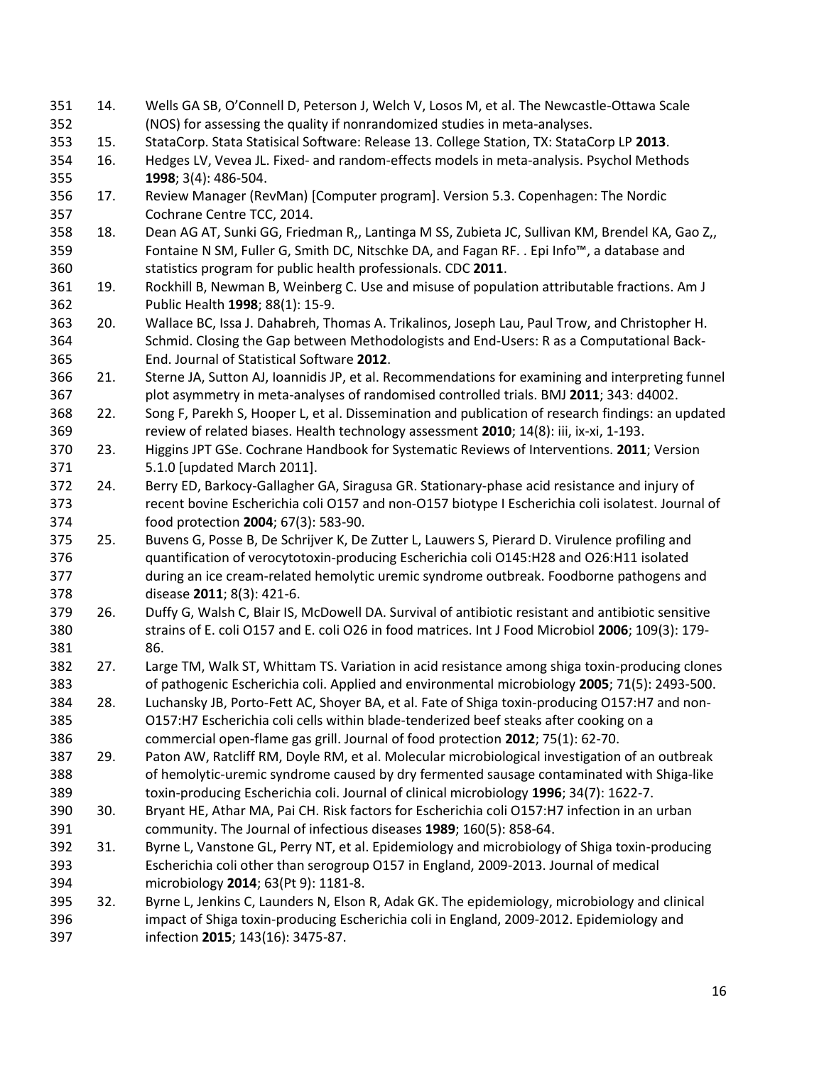14. Wells GA SB, O'Connell D, Peterson J, Welch V, Losos M, et al. The Newcastle-Ottawa Scale (NOS) for assessing the quality if nonrandomized studies in meta-analyses.
15. StataCorp. Stata Statisical Software: Release 13. College Station, TX: StataCorp LP **2013**.
16. Hedges LV, Vevea JL. Fixed- and random-effects models in meta-analysis. Psychol Methods **1998**; 3(4): 486-504.
17. Review Manager (RevMan) [Computer program]. Version 5.3. Copenhagen: The Nordic Cochrane Centre TCC, 2014.
18. Dean AG AT, Sunki GG, Friedman R,, Lantinga M SS, Zubieta JC, Sullivan KM, Brendel KA, Gao Z,, Fontaine N SM, Fuller G, Smith DC, Nitschke DA, and Fagan RF. . Epi Info™, a database and statistics program for public health professionals. CDC **2011**.
19. Rockhill B, Newman B, Weinberg C. Use and misuse of population attributable fractions. Am J Public Health **1998**; 88(1): 15-9.
20. Wallace BC, Issa J. Dahabreh, Thomas A. Trikalinos, Joseph Lau, Paul Trow, and Christopher H. Schmid. Closing the Gap between Methodologists and End-Users: R as a Computational Back-End. Journal of Statistical Software **2012**.
21. Sterne JA, Sutton AJ, Ioannidis JP, et al. Recommendations for examining and interpreting funnel plot asymmetry in meta-analyses of randomised controlled trials. BMJ **2011**; 343: d4002.
22. Song F, Parekh S, Hooper L, et al. Dissemination and publication of research findings: an updated review of related biases. Health technology assessment **2010**; 14(8): iii, ix-xi, 1-193.
23. Higgins JPT GSe. Cochrane Handbook for Systematic Reviews of Interventions. **2011**; Version 5.1.0 [updated March 2011].
24. Berry ED, Barkocy-Gallagher GA, Siragusa GR. Stationary-phase acid resistance and injury of recent bovine Escherichia coli O157 and non-O157 biotype I Escherichia coli isolatest. Journal of food protection **2004**; 67(3): 583-90.
25. Buvens G, Posse B, De Schrijver K, De Zutter L, Lauwers S, Pierard D. Virulence profiling and quantification of verocytotoxin-producing Escherichia coli O145:H28 and O26:H11 isolated during an ice cream-related hemolytic uremic syndrome outbreak. Foodborne pathogens and disease **2011**; 8(3): 421-6.
26. Duffy G, Walsh C, Blair IS, McDowell DA. Survival of antibiotic resistant and antibiotic sensitive strains of E. coli O157 and E. coli O26 in food matrices. Int J Food Microbiol **2006**; 109(3): 179-86.
27. Large TM, Walk ST, Whittam TS. Variation in acid resistance among shiga toxin-producing clones of pathogenic Escherichia coli. Applied and environmental microbiology **2005**; 71(5): 2493-500.
28. Luchansky JB, Porto-Fett AC, Shoyer BA, et al. Fate of Shiga toxin-producing O157:H7 and non-O157:H7 Escherichia coli cells within blade-tenderized beef steaks after cooking on a commercial open-flame gas grill. Journal of food protection **2012**; 75(1): 62-70.
29. Paton AW, Ratcliff RM, Doyle RM, et al. Molecular microbiological investigation of an outbreak of hemolytic-uremic syndrome caused by dry fermented sausage contaminated with Shiga-like toxin-producing Escherichia coli. Journal of clinical microbiology **1996**; 34(7): 1622-7.
30. Bryant HE, Athar MA, Pai CH. Risk factors for Escherichia coli O157:H7 infection in an urban community. The Journal of infectious diseases **1989**; 160(5): 858-64.
31. Byrne L, Vanstone GL, Perry NT, et al. Epidemiology and microbiology of Shiga toxin-producing Escherichia coli other than serogroup O157 in England, 2009-2013. Journal of medical microbiology **2014**; 63(Pt 9): 1181-8.
32. Byrne L, Jenkins C, Launders N, Elson R, Adak GK. The epidemiology, microbiology and clinical impact of Shiga toxin-producing Escherichia coli in England, 2009-2012. Epidemiology and infection **2015**; 143(16): 3475-87.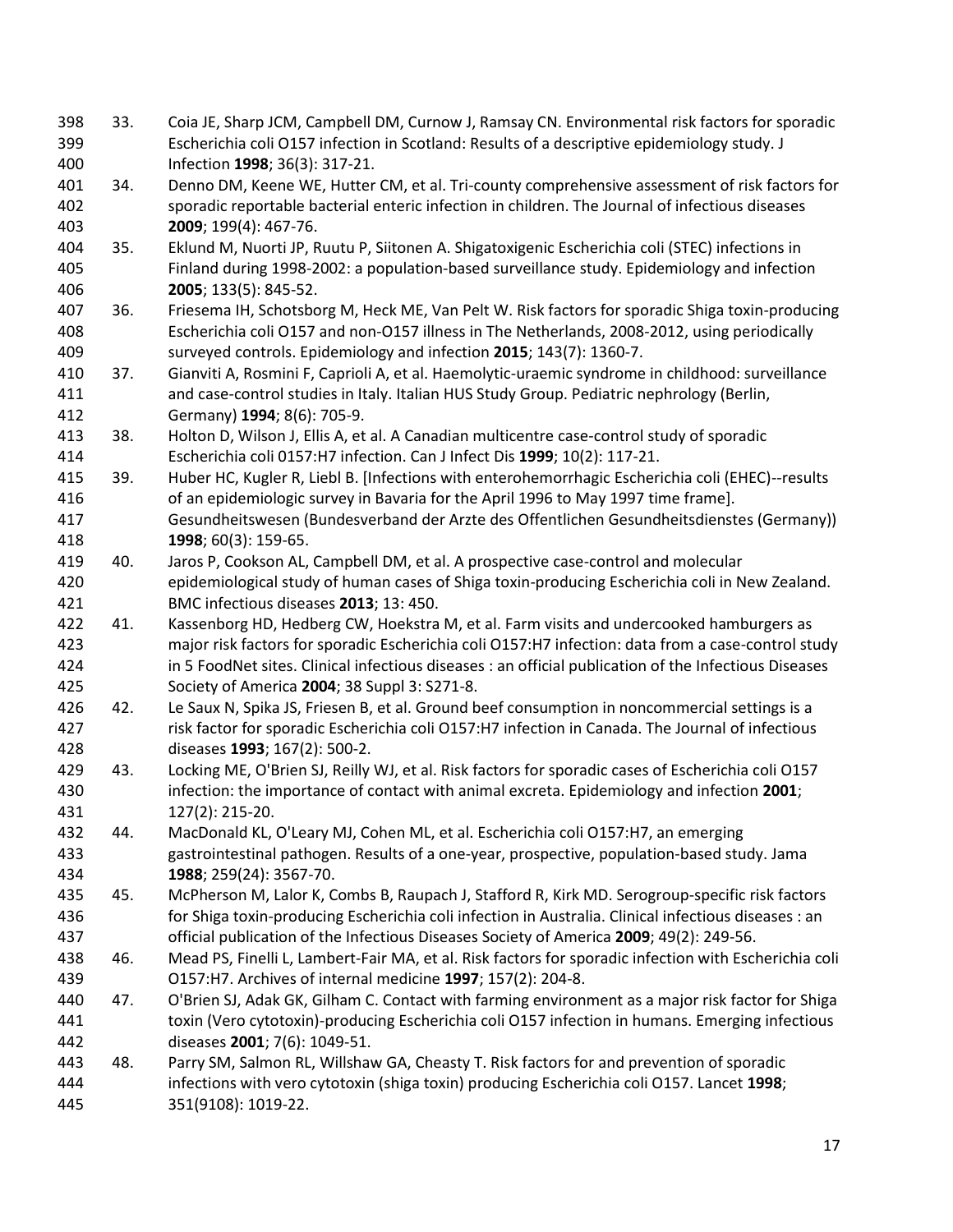33. Coia JE, Sharp JCM, Campbell DM, Curnow J, Ramsay CN. Environmental risk factors for sporadic Escherichia coli O157 infection in Scotland: Results of a descriptive epidemiology study. J Infection **1998**; 36(3): 317-21.
34. Denno DM, Keene WE, Hutter CM, et al. Tri-county comprehensive assessment of risk factors for sporadic reportable bacterial enteric infection in children. The Journal of infectious diseases **2009**; 199(4): 467-76.
35. Eklund M, Nuorti JP, Ruutu P, Siitonen A. Shigatoxigenic Escherichia coli (STEC) infections in Finland during 1998-2002: a population-based surveillance study. Epidemiology and infection **2005**; 133(5): 845-52.
36. Friesema IH, Schotsborg M, Heck ME, Van Pelt W. Risk factors for sporadic Shiga toxin-producing Escherichia coli O157 and non-O157 illness in The Netherlands, 2008-2012, using periodically surveyed controls. Epidemiology and infection **2015**; 143(7): 1360-7.
37. Gianviti A, Rosmini F, Caprioli A, et al. Haemolytic-uraemic syndrome in childhood: surveillance and case-control studies in Italy. Italian HUS Study Group. Pediatric nephrology (Berlin, Germany) **1994**; 8(6): 705-9.
38. Holton D, Wilson J, Ellis A, et al. A Canadian multicentre case-control study of sporadic Escherichia coli 0157:H7 infection. Can J Infect Dis **1999**; 10(2): 117-21.
39. Huber HC, Kugler R, Liebl B. [Infections with enterohemorrhagic Escherichia coli (EHEC)--results of an epidemiologic survey in Bavaria for the April 1996 to May 1997 time frame]. Gesundheitswesen (Bundesverband der Arzte des Offentlichen Gesundheitsdienstes (Germany)) **1998**; 60(3): 159-65.
40. Jaros P, Cookson AL, Campbell DM, et al. A prospective case-control and molecular epidemiological study of human cases of Shiga toxin-producing Escherichia coli in New Zealand. BMC infectious diseases **2013**; 13: 450.
41. Kassenborg HD, Hedberg CW, Hoekstra M, et al. Farm visits and undercooked hamburgers as major risk factors for sporadic Escherichia coli O157:H7 infection: data from a case-control study in 5 FoodNet sites. Clinical infectious diseases : an official publication of the Infectious Diseases Society of America **2004**; 38 Suppl 3: S271-8.
42. Le Saux N, Spika JS, Friesen B, et al. Ground beef consumption in noncommercial settings is a risk factor for sporadic Escherichia coli O157:H7 infection in Canada. The Journal of infectious diseases **1993**; 167(2): 500-2.
43. Locking ME, O'Brien SJ, Reilly WJ, et al. Risk factors for sporadic cases of Escherichia coli O157 infection: the importance of contact with animal excreta. Epidemiology and infection **2001**; 127(2): 215-20.
44. MacDonald KL, O'Leary MJ, Cohen ML, et al. Escherichia coli O157:H7, an emerging gastrointestinal pathogen. Results of a one-year, prospective, population-based study. Jama **1988**; 259(24): 3567-70.
45. McPherson M, Lalor K, Combs B, Raupach J, Stafford R, Kirk MD. Serogroup-specific risk factors for Shiga toxin-producing Escherichia coli infection in Australia. Clinical infectious diseases : an official publication of the Infectious Diseases Society of America **2009**; 49(2): 249-56.
46. Mead PS, Finelli L, Lambert-Fair MA, et al. Risk factors for sporadic infection with Escherichia coli O157:H7. Archives of internal medicine **1997**; 157(2): 204-8.
47. O'Brien SJ, Adak GK, Gilham C. Contact with farming environment as a major risk factor for Shiga toxin (Vero cytotoxin)-producing Escherichia coli O157 infection in humans. Emerging infectious diseases **2001**; 7(6): 1049-51.
48. Parry SM, Salmon RL, Willshaw GA, Cheasty T. Risk factors for and prevention of sporadic infections with vero cytotoxin (shiga toxin) producing Escherichia coli O157. Lancet **1998**; 351(9108): 1019-22.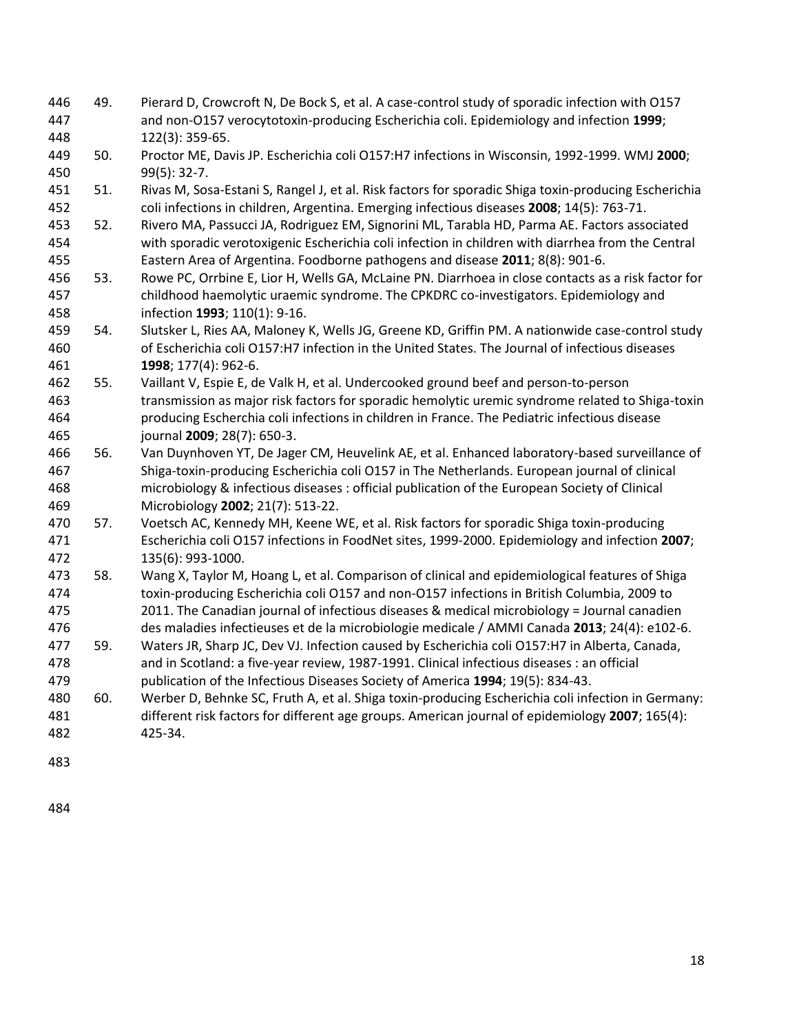49. Pierard D, Crowcroft N, De Bock S, et al. A case-control study of sporadic infection with O157 and non-O157 verocytotoxin-producing Escherichia coli. Epidemiology and infection **1999**; 122(3): 359-65.
50. Proctor ME, Davis JP. Escherichia coli O157:H7 infections in Wisconsin, 1992-1999. WMJ **2000**; 99(5): 32-7.
51. Rivas M, Sosa-Estani S, Rangel J, et al. Risk factors for sporadic Shiga toxin-producing Escherichia coli infections in children, Argentina. Emerging infectious diseases **2008**; 14(5): 763-71.
52. Rivero MA, Passucci JA, Rodriguez EM, Signorini ML, Tarabla HD, Parma AE. Factors associated with sporadic verotoxigenic Escherichia coli infection in children with diarrhea from the Central Eastern Area of Argentina. Foodborne pathogens and disease **2011**; 8(8): 901-6.
53. Rowe PC, Orrbine E, Lior H, Wells GA, McLaine PN. Diarrhoea in close contacts as a risk factor for childhood haemolytic uraemic syndrome. The CPKDRC co-investigators. Epidemiology and infection **1993**; 110(1): 9-16.
54. Slutsker L, Ries AA, Maloney K, Wells JG, Greene KD, Griffin PM. A nationwide case-control study of Escherichia coli O157:H7 infection in the United States. The Journal of infectious diseases **1998**; 177(4): 962-6.
55. Vaillant V, Espie E, de Valk H, et al. Undercooked ground beef and person-to-person transmission as major risk factors for sporadic hemolytic uremic syndrome related to Shiga-toxin producing Escherchia coli infections in children in France. The Pediatric infectious disease journal **2009**; 28(7): 650-3.
56. Van Duynhoven YT, De Jager CM, Heuvelink AE, et al. Enhanced laboratory-based surveillance of Shiga-toxin-producing Escherichia coli O157 in The Netherlands. European journal of clinical microbiology & infectious diseases : official publication of the European Society of Clinical Microbiology **2002**; 21(7): 513-22.
57. Voetsch AC, Kennedy MH, Keene WE, et al. Risk factors for sporadic Shiga toxin-producing Escherichia coli O157 infections in FoodNet sites, 1999-2000. Epidemiology and infection **2007**; 135(6): 993-1000.
58. Wang X, Taylor M, Hoang L, et al. Comparison of clinical and epidemiological features of Shiga toxin-producing Escherichia coli O157 and non-O157 infections in British Columbia, 2009 to 2011. The Canadian journal of infectious diseases & medical microbiology = Journal canadien des maladies infectieuses et de la microbiologie medicale / AMMI Canada **2013**; 24(4): e102-6.
59. Waters JR, Sharp JC, Dev VJ. Infection caused by Escherichia coli O157:H7 in Alberta, Canada, and in Scotland: a five-year review, 1987-1991. Clinical infectious diseases : an official publication of the Infectious Diseases Society of America **1994**; 19(5): 834-43.
60. Werber D, Behnke SC, Fruth A, et al. Shiga toxin-producing Escherichia coli infection in Germany: different risk factors for different age groups. American journal of epidemiology **2007**; 165(4): 425-34.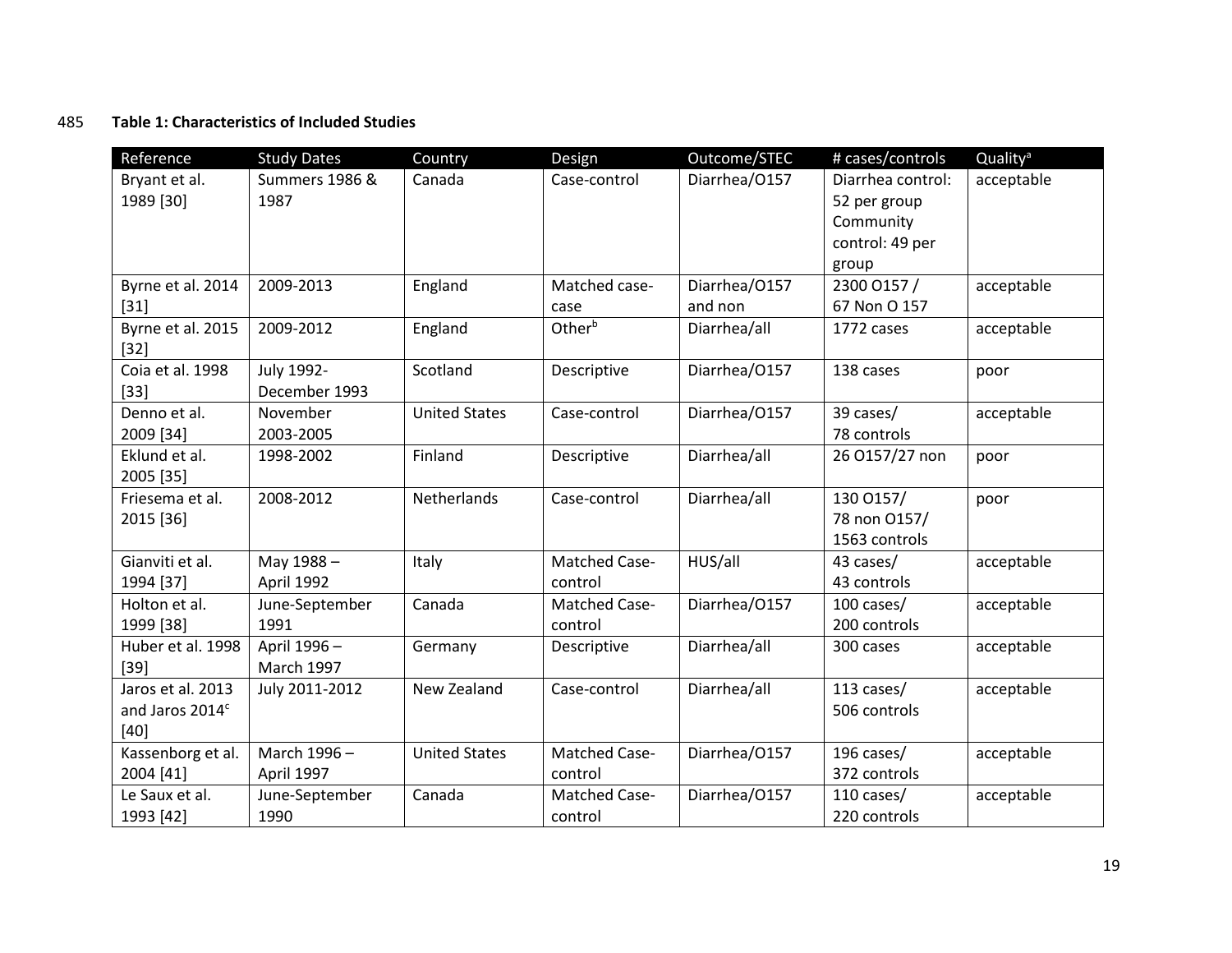**Table 1: Characteristics of Included Studies**

| Reference | Study Dates | Country | Design | Outcome/STEC | # cases/controls | Quality[a] |
|---|---|---|---|---|---|---|
| Bryant et al. 1989 [30] | Summers 1986 & 1987 | Canada | Case-control | Diarrhea/O157 | Diarrhea control: 52 per group Community control: 49 per group | acceptable |
| Byrne et al. 2014 [31] | 2009-2013 | England | Matched case-case | Diarrhea/O157 and non | 2300 O157 / 67 Non O 157 | acceptable |
| Byrne et al. 2015 [32] | 2009-2012 | England | Other[b] | Diarrhea/all | 1772 cases | acceptable |
| Coia et al. 1998 [33] | July 1992-December 1993 | Scotland | Descriptive | Diarrhea/O157 | 138 cases | poor |
| Denno et al. 2009 [34] | November 2003-2005 | United States | Case-control | Diarrhea/O157 | 39 cases/ 78 controls | acceptable |
| Eklund et al. 2005 [35] | 1998-2002 | Finland | Descriptive | Diarrhea/all | 26 O157/27 non | poor |
| Friesema et al. 2015 [36] | 2008-2012 | Netherlands | Case-control | Diarrhea/all | 130 O157/ 78 non O157/ 1563 controls | poor |
| Gianviti et al. 1994 [37] | May 1988 – April 1992 | Italy | Matched Case-control | HUS/all | 43 cases/ 43 controls | acceptable |
| Holton et al. 1999 [38] | June-September 1991 | Canada | Matched Case-control | Diarrhea/O157 | 100 cases/ 200 controls | acceptable |
| Huber et al. 1998 [39] | April 1996 – March 1997 | Germany | Descriptive | Diarrhea/all | 300 cases | acceptable |
| Jaros et al. 2013 and Jaros 2014[c] [40] | July 2011-2012 | New Zealand | Case-control | Diarrhea/all | 113 cases/ 506 controls | acceptable |
| Kassenborg et al. 2004 [41] | March 1996 – April 1997 | United States | Matched Case-control | Diarrhea/O157 | 196 cases/ 372 controls | acceptable |
| Le Saux et al. 1993 [42] | June-September 1990 | Canada | Matched Case-control | Diarrhea/O157 | 110 cases/ 220 controls | acceptable |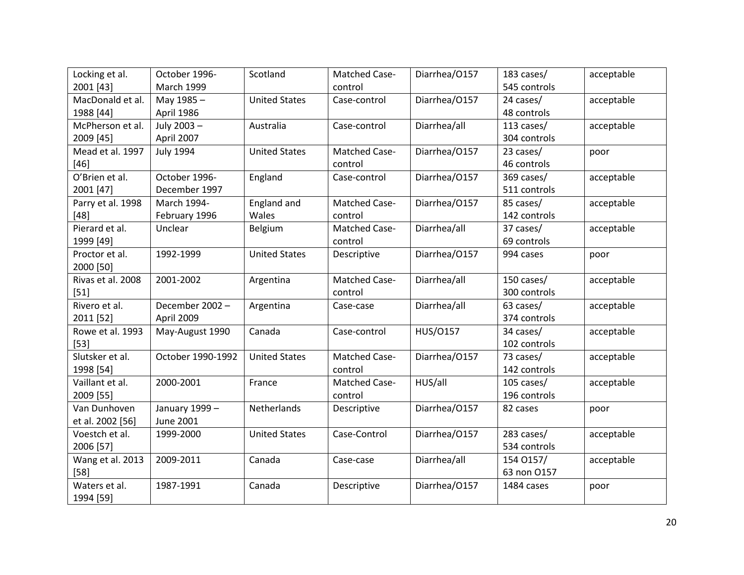| Locking et al. 2001 [43] | October 1996-March 1999 | Scotland | Matched Case-control | Diarrhea/O157 | 183 cases/ 545 controls | acceptable |
|---|---|---|---|---|---|---|
| MacDonald et al. 1988 [44] | May 1985 – April 1986 | United States | Case-control | Diarrhea/O157 | 24 cases/ 48 controls | acceptable |
| McPherson et al. 2009 [45] | July 2003 – April 2007 | Australia | Case-control | Diarrhea/all | 113 cases/ 304 controls | acceptable |
| Mead et al. 1997 [46] | July 1994 | United States | Matched Case-control | Diarrhea/O157 | 23 cases/ 46 controls | poor |
| O'Brien et al. 2001 [47] | October 1996-December 1997 | England | Case-control | Diarrhea/O157 | 369 cases/ 511 controls | acceptable |
| Parry et al. 1998 [48] | March 1994-February 1996 | England and Wales | Matched Case-control | Diarrhea/O157 | 85 cases/ 142 controls | acceptable |
| Pierard et al. 1999 [49] | Unclear | Belgium | Matched Case-control | Diarrhea/all | 37 cases/ 69 controls | acceptable |
| Proctor et al. 2000 [50] | 1992-1999 | United States | Descriptive | Diarrhea/O157 | 994 cases | poor |
| Rivas et al. 2008 [51] | 2001-2002 | Argentina | Matched Case-control | Diarrhea/all | 150 cases/ 300 controls | acceptable |
| Rivero et al. 2011 [52] | December 2002 – April 2009 | Argentina | Case-case | Diarrhea/all | 63 cases/ 374 controls | acceptable |
| Rowe et al. 1993 [53] | May-August 1990 | Canada | Case-control | HUS/O157 | 34 cases/ 102 controls | acceptable |
| Slutsker et al. 1998 [54] | October 1990-1992 | United States | Matched Case-control | Diarrhea/O157 | 73 cases/ 142 controls | acceptable |
| Vaillant et al. 2009 [55] | 2000-2001 | France | Matched Case-control | HUS/all | 105 cases/ 196 controls | acceptable |
| Van Dunhoven et al. 2002 [56] | January 1999 – June 2001 | Netherlands | Descriptive | Diarrhea/O157 | 82 cases | poor |
| Voestch et al. 2006 [57] | 1999-2000 | United States | Case-Control | Diarrhea/O157 | 283 cases/ 534 controls | acceptable |
| Wang et al. 2013 [58] | 2009-2011 | Canada | Case-case | Diarrhea/all | 154 O157/ 63 non O157 | acceptable |
| Waters et al. 1994 [59] | 1987-1991 | Canada | Descriptive | Diarrhea/O157 | 1484 cases | poor |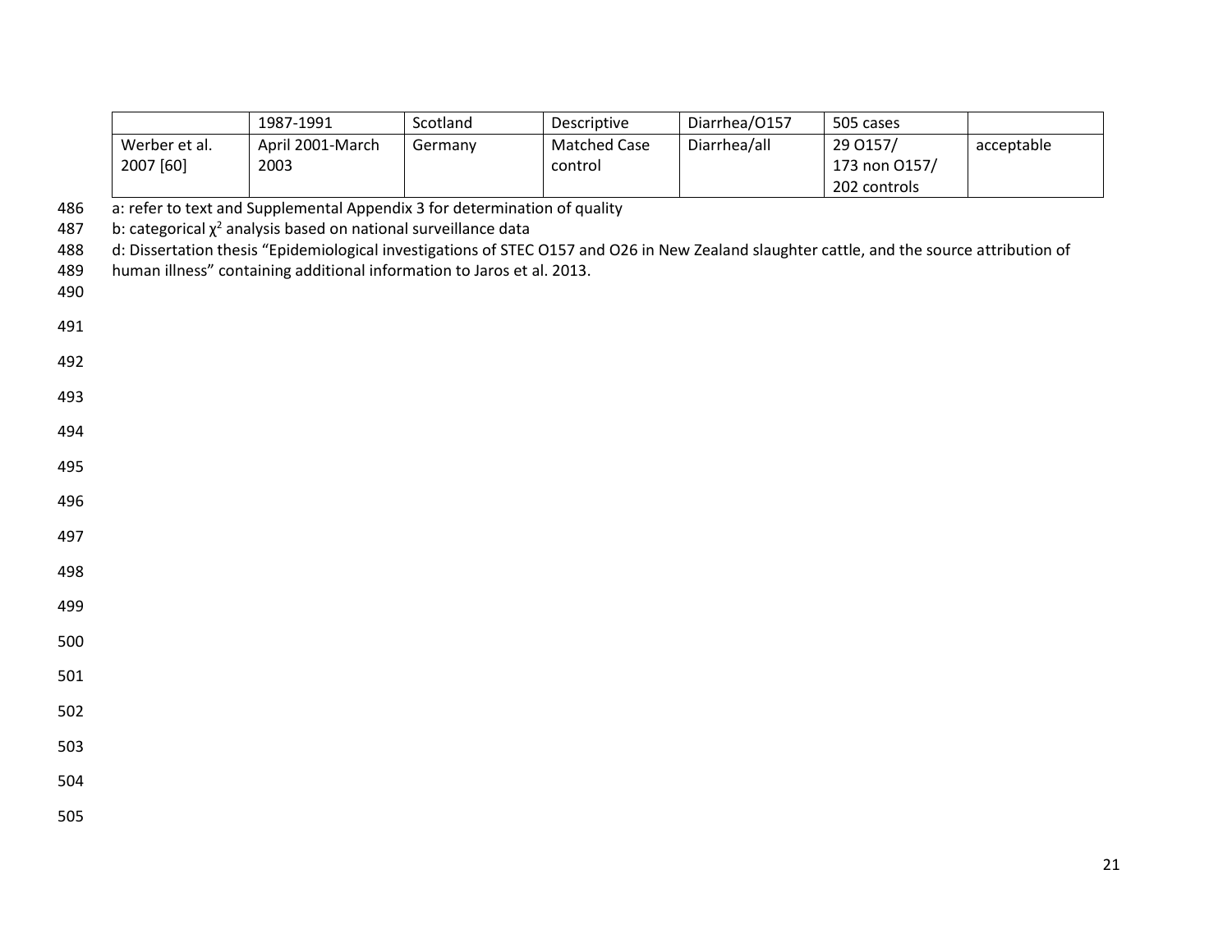| | | | | | | |
|---|---|---|---|---|---|---|
| | 1987-1991 | Scotland | Descriptive | Diarrhea/O157 | 505 cases | |
| Werber et al. 2007 [60] | April 2001-March 2003 | Germany | Matched Case control | Diarrhea/all | 29 O157/ 173 non O157/ 202 controls | acceptable |

a: refer to text and Supplemental Appendix 3 for determination of quality

b: categorical $\chi^2$ analysis based on national surveillance data

d: Dissertation thesis "Epidemiological investigations of STEC O157 and O26 in New Zealand slaughter cattle, and the source attribution of human illness" containing additional information to Jaros et al. 2013.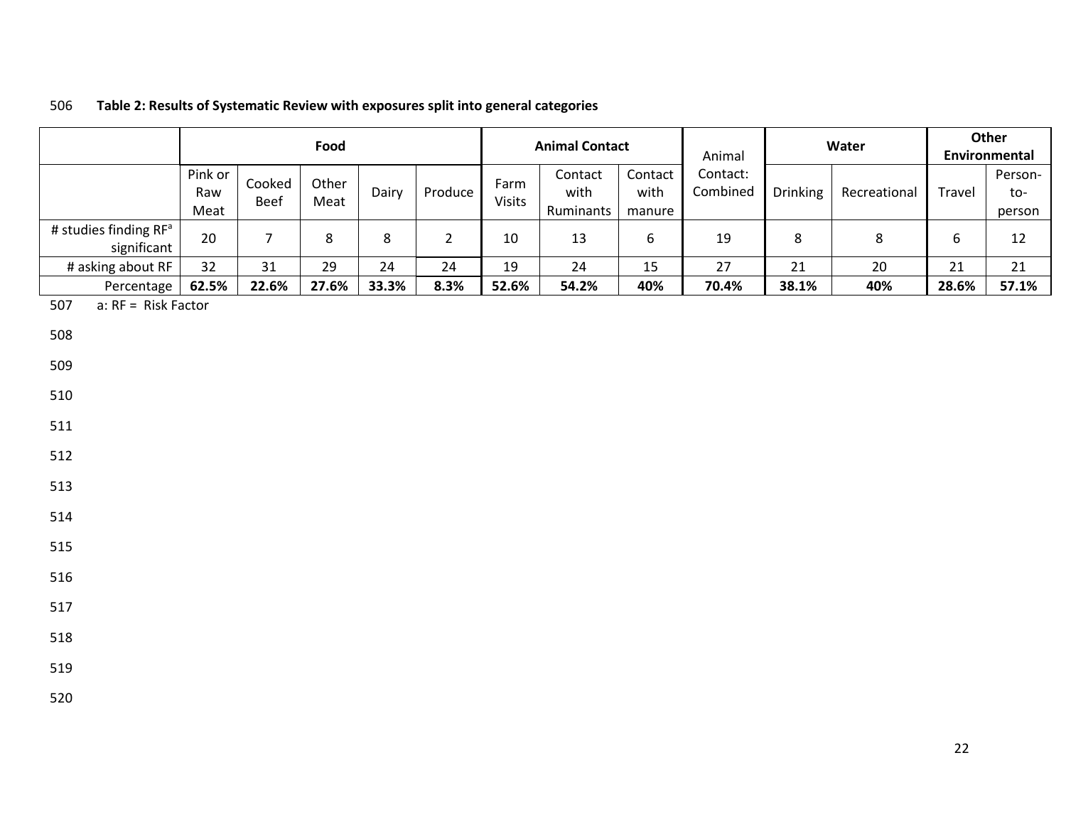**Table 2: Results of Systematic Review with exposures split into general categories**

| | Food | | | | | Animal Contact | | | Animal Contact: Combined | Water | | Other Environmental | |
|---|---|---|---|---|---|---|---|---|---|---|---|---|---|
| | Pink or Raw Meat | Cooked Beef | Other Meat | Dairy | Produce | Farm Visits | Contact with Ruminants | Contact with manure | | Drinking | Recreational | Travel | Person-to-person |
| # studies finding RF[a] significant | 20 | 7 | 8 | 8 | 2 | 10 | 13 | 6 | 19 | 8 | 8 | 6 | 12 |
| # asking about RF | 32 | 31 | 29 | 24 | 24 | 19 | 24 | 15 | 27 | 21 | 20 | 21 | 21 |
| Percentage | **62.5%** | **22.6%** | **27.6%** | **33.3%** | **8.3%** | **52.6%** | **54.2%** | **40%** | **70.4%** | **38.1%** | **40%** | **28.6%** | **57.1%** |

a: RF = Risk Factor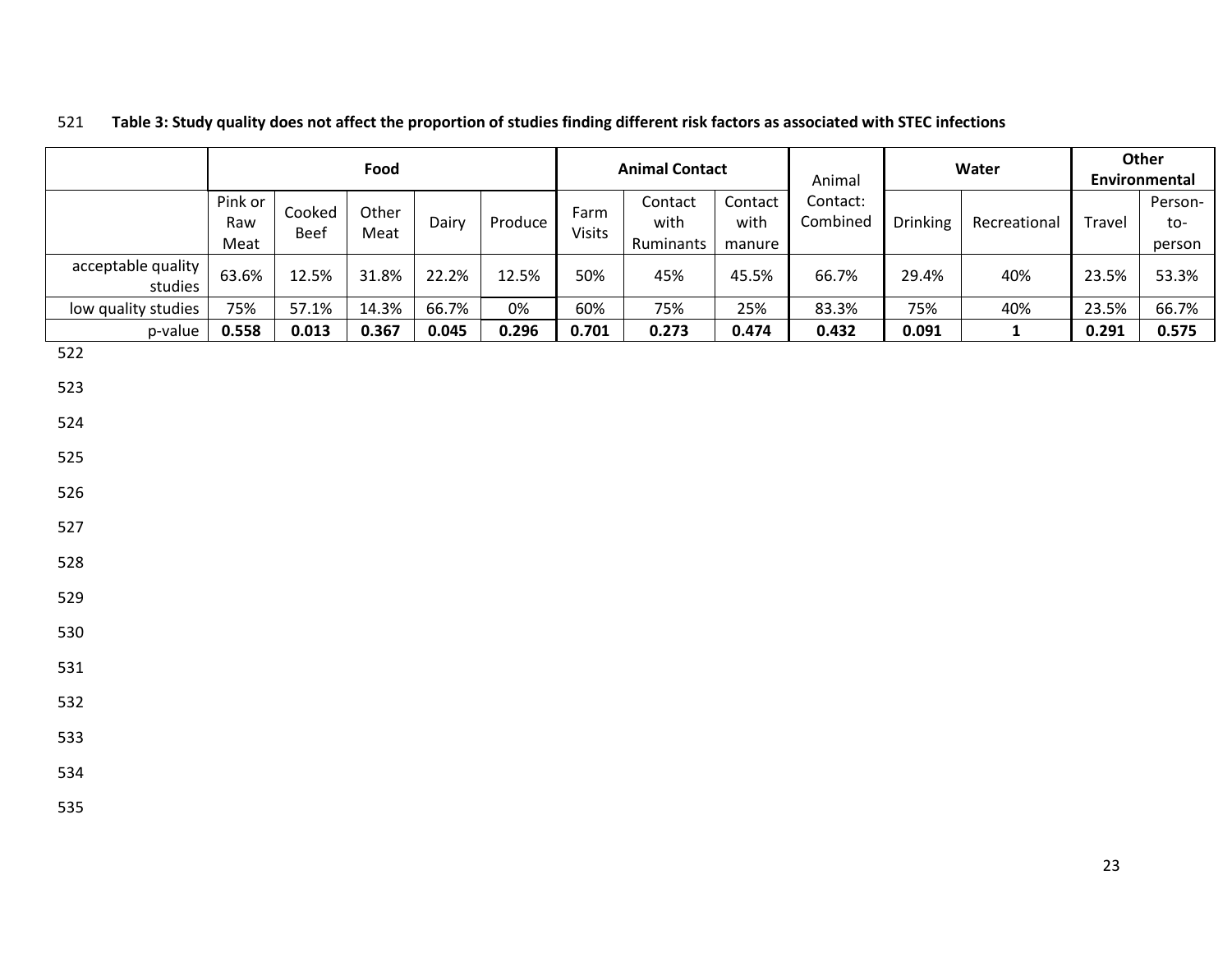**Table 3: Study quality does not affect the proportion of studies finding different risk factors as associated with STEC infections**

| | Food | | | | | Animal Contact | | | Animal Contact: Combined | Water | | Other Environmental | |
|---|---|---|---|---|---|---|---|---|---|---|---|---|---|
| | Pink or Raw Meat | Cooked Beef | Other Meat | Dairy | Produce | Farm Visits | Contact with Ruminants | Contact with manure | | Drinking | Recreational | Travel | Person-to-person |
| acceptable quality studies | 63.6% | 12.5% | 31.8% | 22.2% | 12.5% | 50% | 45% | 45.5% | 66.7% | 29.4% | 40% | 23.5% | 53.3% |
| low quality studies | 75% | 57.1% | 14.3% | 66.7% | 0% | 60% | 75% | 25% | 83.3% | 75% | 40% | 23.5% | 66.7% |
| p-value | **0.558** | **0.013** | **0.367** | **0.045** | **0.296** | **0.701** | **0.273** | **0.474** | **0.432** | **0.091** | **1** | **0.291** | **0.575** |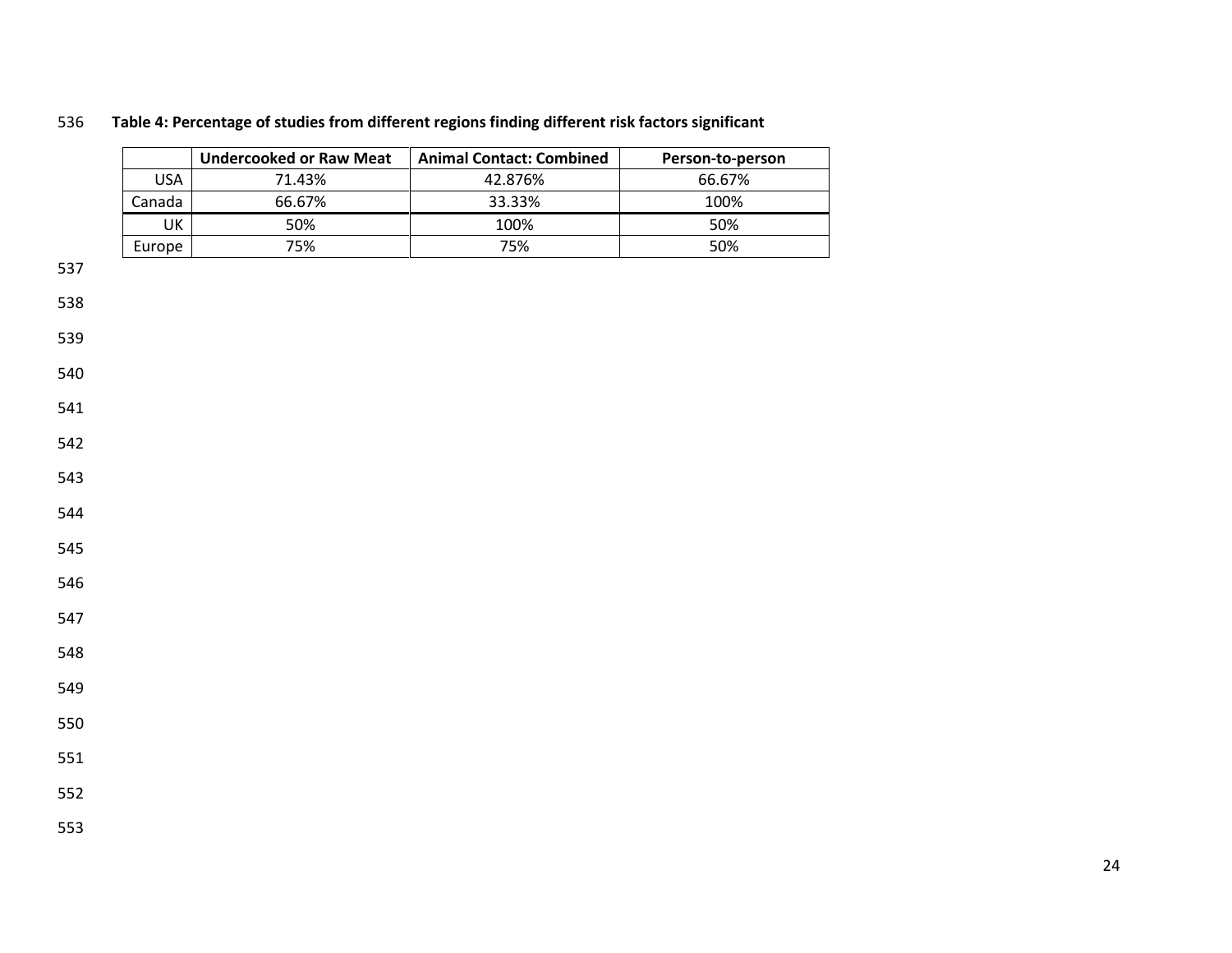**Table 4: Percentage of studies from different regions finding different risk factors significant**

| | Undercooked or Raw Meat | Animal Contact: Combined | Person-to-person |
|---|---|---|---|
| USA | 71.43% | 42.876% | 66.67% |
| Canada | 66.67% | 33.33% | 100% |
| UK | 50% | 100% | 50% |
| Europe | 75% | 75% | 50% |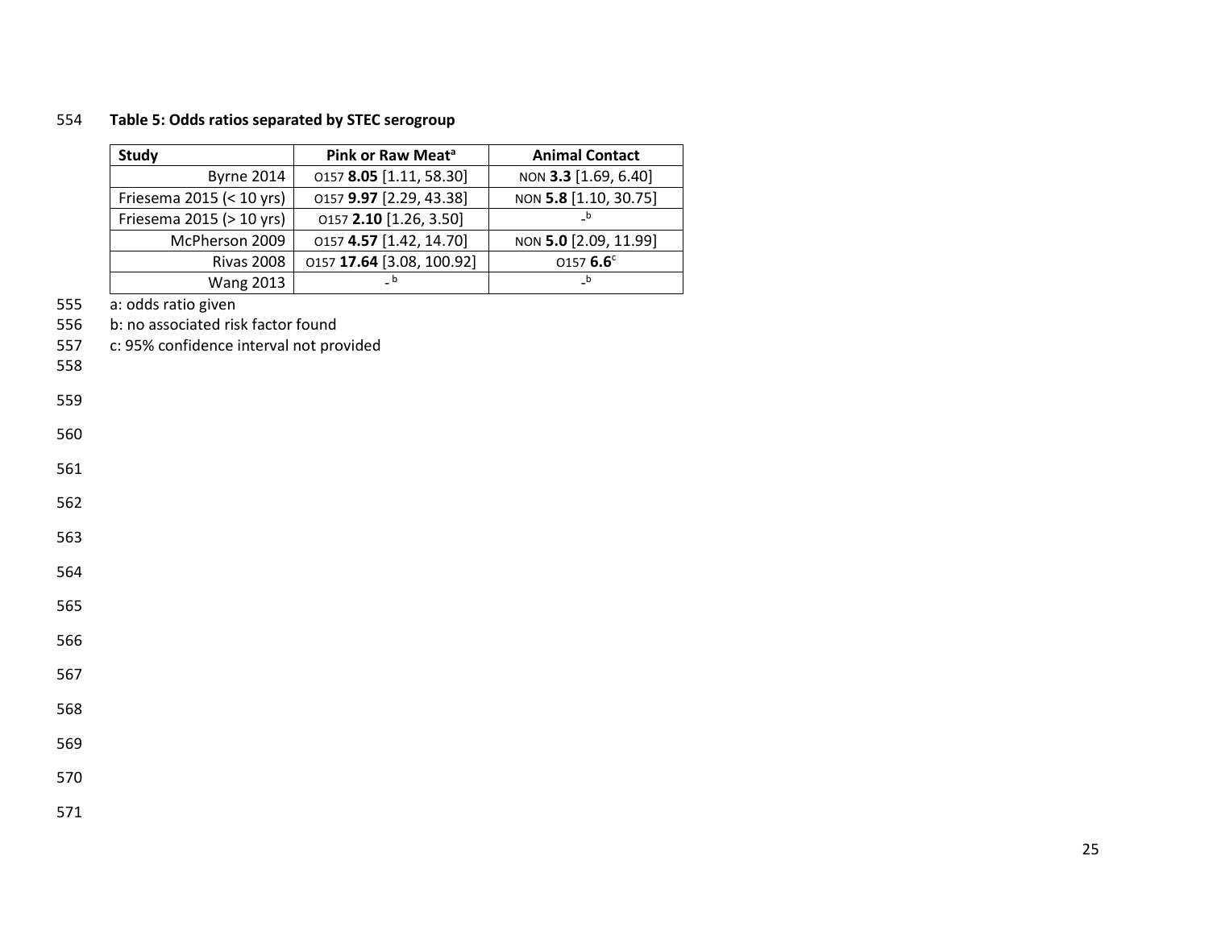**Table 5: Odds ratios separated by STEC serogroup**

| Study | Pink or Raw Meat[a] | Animal Contact |
|---|---|---|
| Byrne 2014 | O157 **8.05** [1.11, 58.30] | NON **3.3** [1.69, 6.40] |
| Friesema 2015 (< 10 yrs) | O157 **9.97** [2.29, 43.38] | NON **5.8** [1.10, 30.75] |
| Friesema 2015 (> 10 yrs) | O157 **2.10** [1.26, 3.50] | -[b] |
| McPherson 2009 | O157 **4.57** [1.42, 14.70] | NON **5.0** [2.09, 11.99] |
| Rivas 2008 | O157 **17.64** [3.08, 100.92] | O157 **6.6**[c] |
| Wang 2013 | -[b] | -[b] |

a: odds ratio given

b: no associated risk factor found

c: 95% confidence interval not provided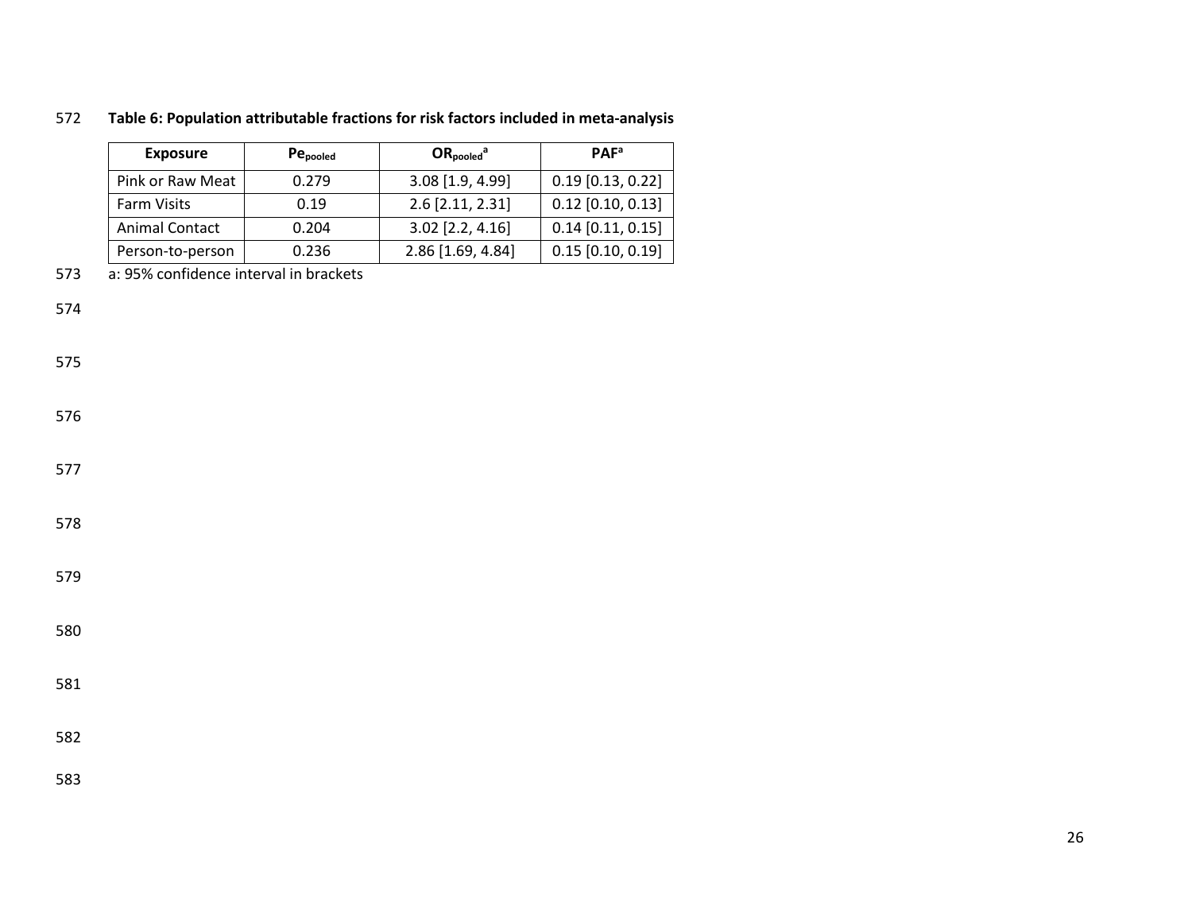**Table 6: Population attributable fractions for risk factors included in meta-analysis**

| Exposure | $Pe_{pooled}$ | $OR_{pooled}$[a] | PAF[a] |
|---|---|---|---|
| Pink or Raw Meat | 0.279 | 3.08 [1.9, 4.99] | 0.19 [0.13, 0.22] |
| Farm Visits | 0.19 | 2.6 [2.11, 2.31] | 0.12 [0.10, 0.13] |
| Animal Contact | 0.204 | 3.02 [2.2, 4.16] | 0.14 [0.11, 0.15] |
| Person-to-person | 0.236 | 2.86 [1.69, 4.84] | 0.15 [0.10, 0.19] |

a: 95% confidence interval in brackets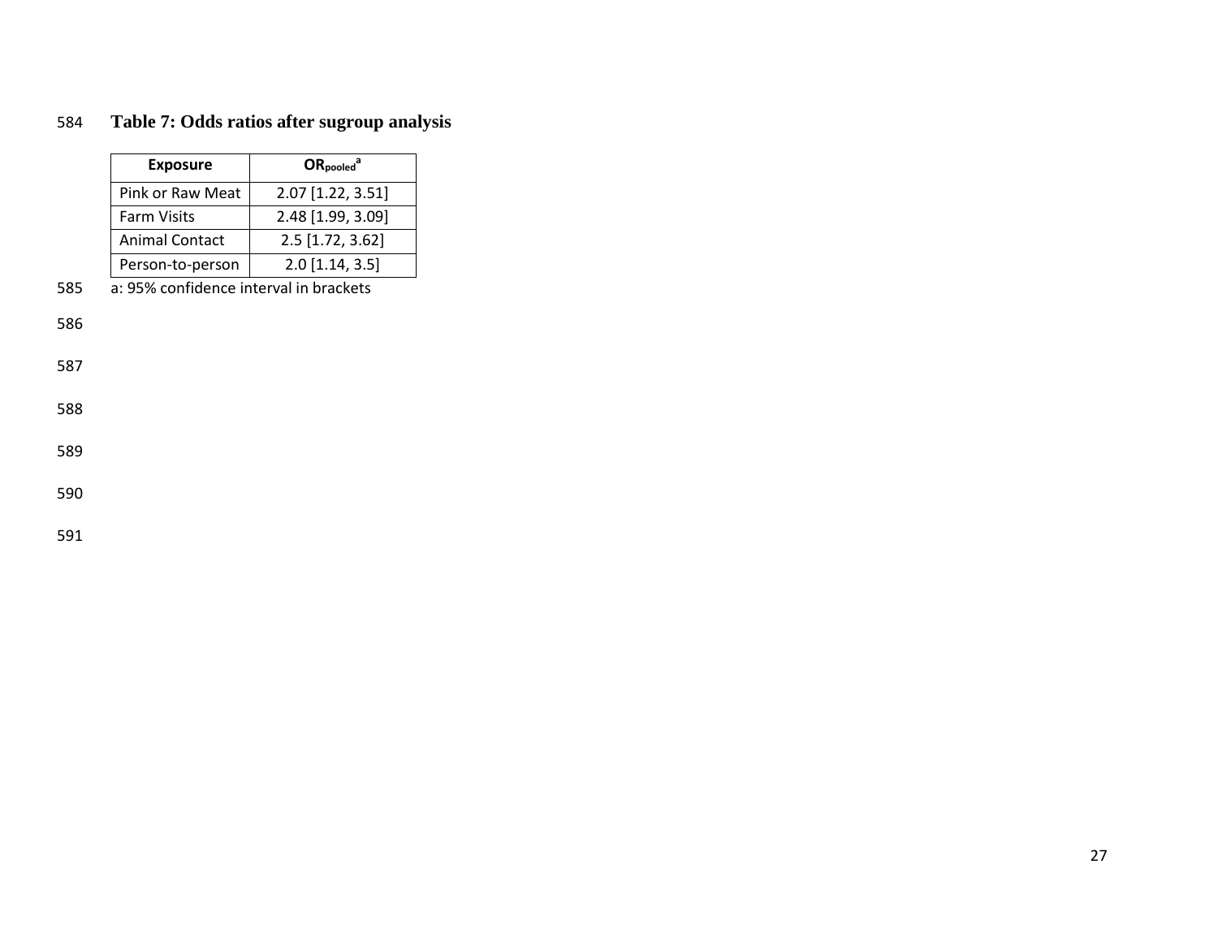**Table 7: Odds ratios after sugroup analysis**

| Exposure | $OR_{pooled}$[a] |
| --- | --- |
| Pink or Raw Meat | 2.07 [1.22, 3.51] |
| Farm Visits | 2.48 [1.99, 3.09] |
| Animal Contact | 2.5 [1.72, 3.62] |
| Person-to-person | 2.0 [1.14, 3.5] |

a: 95% confidence interval in brackets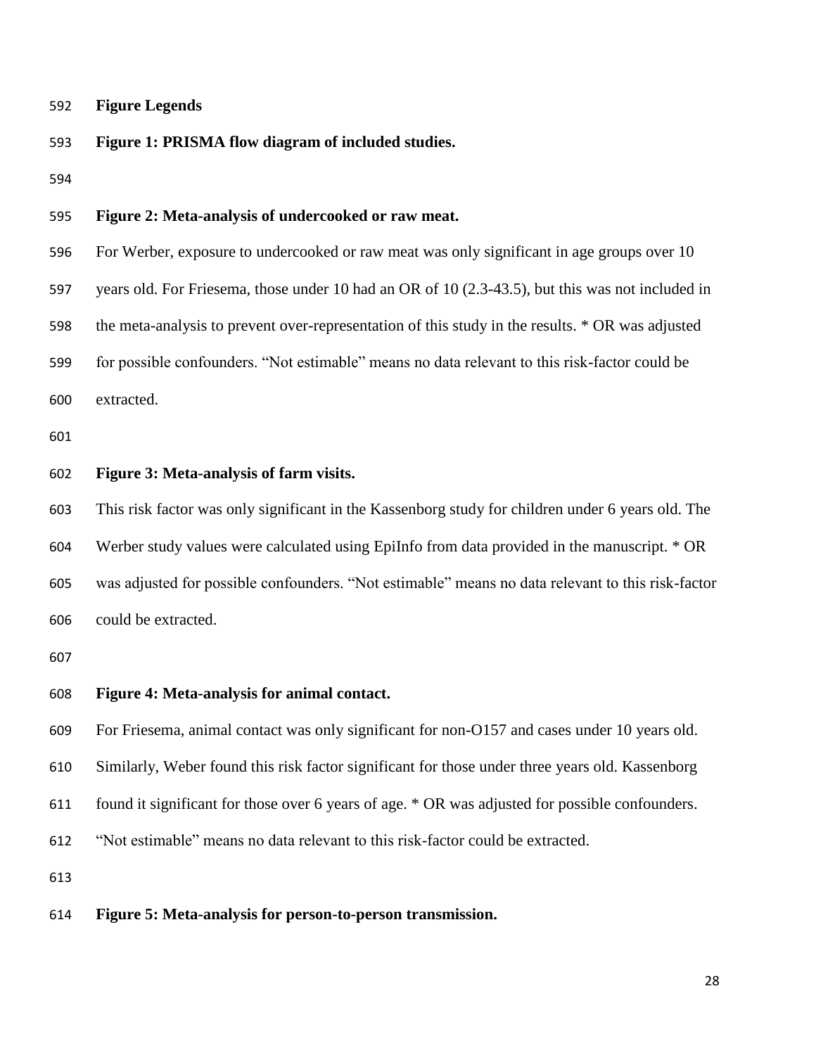**Figure Legends**

**Figure 1: PRISMA flow diagram of included studies.**

**Figure 2: Meta-analysis of undercooked or raw meat.**

For Werber, exposure to undercooked or raw meat was only significant in age groups over 10 years old. For Friesema, those under 10 had an OR of 10 (2.3-43.5), but this was not included in the meta-analysis to prevent over-representation of this study in the results. * OR was adjusted for possible confounders. “Not estimable” means no data relevant to this risk-factor could be extracted.

**Figure 3: Meta-analysis of farm visits.**

This risk factor was only significant in the Kassenborg study for children under 6 years old. The Werber study values were calculated using EpiInfo from data provided in the manuscript. * OR was adjusted for possible confounders. “Not estimable” means no data relevant to this risk-factor could be extracted.

**Figure 4: Meta-analysis for animal contact.**

For Friesema, animal contact was only significant for non-O157 and cases under 10 years old. Similarly, Weber found this risk factor significant for those under three years old. Kassenborg found it significant for those over 6 years of age. * OR was adjusted for possible confounders. “Not estimable” means no data relevant to this risk-factor could be extracted.

**Figure 5: Meta-analysis for person-to-person transmission.**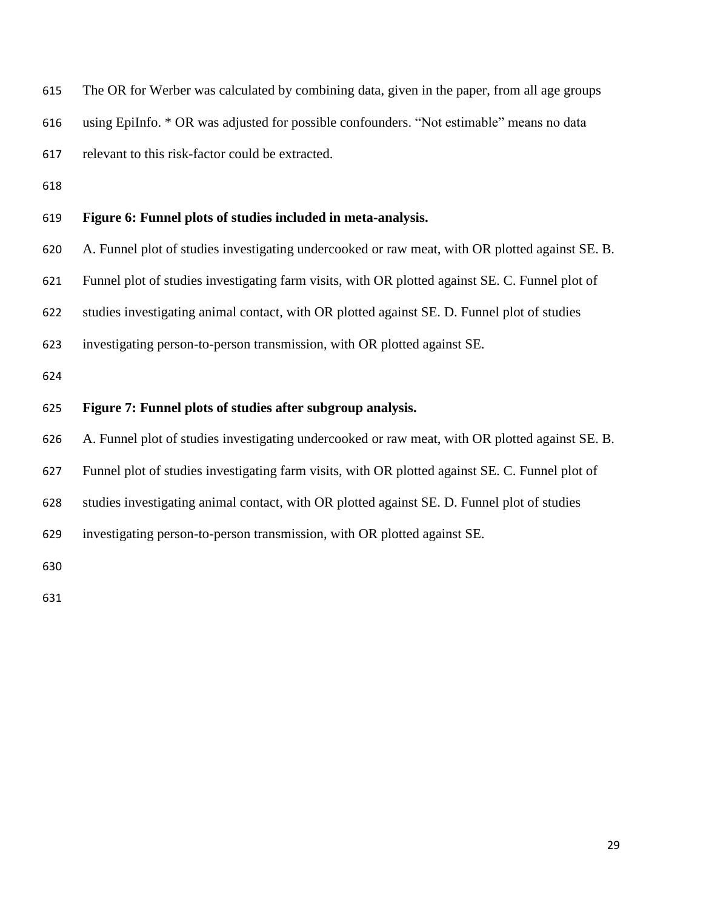The OR for Werber was calculated by combining data, given in the paper, from all age groups using EpiInfo. * OR was adjusted for possible confounders. "Not estimable" means no data relevant to this risk-factor could be extracted.

**Figure 6: Funnel plots of studies included in meta-analysis.**

A. Funnel plot of studies investigating undercooked or raw meat, with OR plotted against SE. B. Funnel plot of studies investigating farm visits, with OR plotted against SE. C. Funnel plot of studies investigating animal contact, with OR plotted against SE. D. Funnel plot of studies investigating person-to-person transmission, with OR plotted against SE.

**Figure 7: Funnel plots of studies after subgroup analysis.**

A. Funnel plot of studies investigating undercooked or raw meat, with OR plotted against SE. B. Funnel plot of studies investigating farm visits, with OR plotted against SE. C. Funnel plot of studies investigating animal contact, with OR plotted against SE. D. Funnel plot of studies investigating person-to-person transmission, with OR plotted against SE.